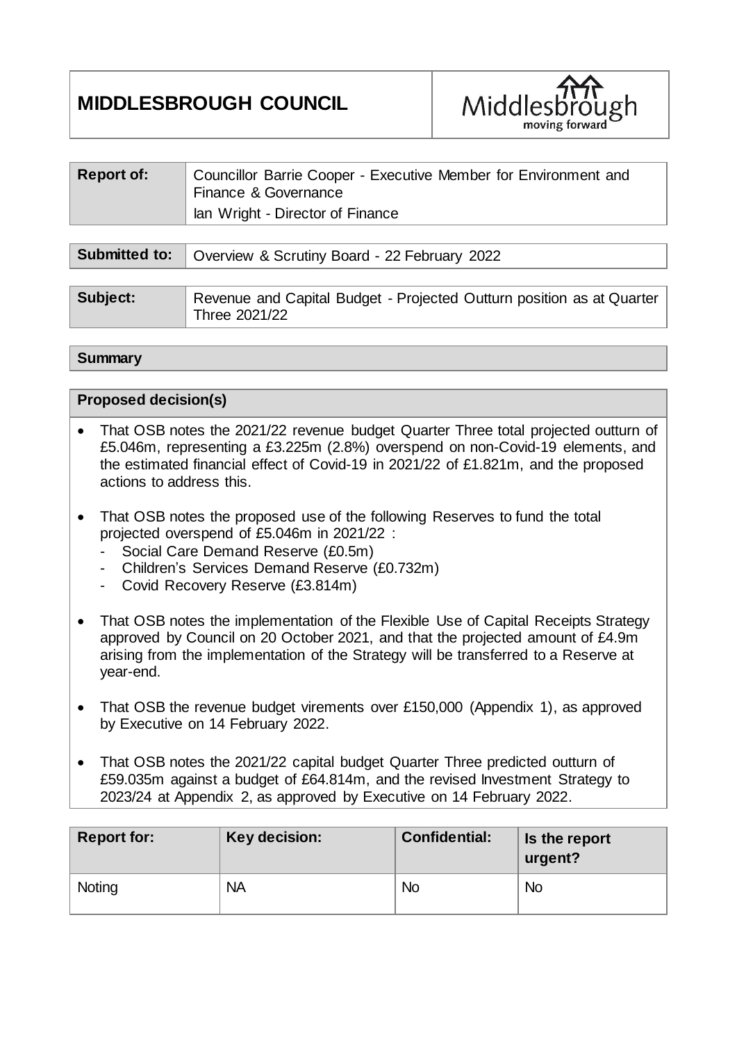# MIDDLESBROUGH COUNCIL

| Report of: | Councillor Barrie Cooper - Executive Member for Environment and Finance & Governance<br>Ian Wright - Director of Finance |
|---|---|

| Submitted to: | Overview & Scrutiny Board - 22 February 2022 |
|---|---|

| Subject: | Revenue and Capital Budget - Projected Outturn position as at Quarter Three 2021/22 |
|---|---|

## Summary

### Proposed decision(s)

- That OSB notes the 2021/22 revenue budget Quarter Three total projected outturn of £5.046m, representing a £3.225m (2.8%) overspend on non-Covid-19 elements, and the estimated financial effect of Covid-19 in 2021/22 of £1.821m, and the proposed actions to address this.
- That OSB notes the proposed use of the following Reserves to fund the total projected overspend of £5.046m in 2021/22 :
  - Social Care Demand Reserve (£0.5m)
  - Children's Services Demand Reserve (£0.732m)
  - Covid Recovery Reserve (£3.814m)
- That OSB notes the implementation of the Flexible Use of Capital Receipts Strategy approved by Council on 20 October 2021, and that the projected amount of £4.9m arising from the implementation of the Strategy will be transferred to a Reserve at year-end.
- That OSB the revenue budget virements over £150,000 (Appendix 1), as approved by Executive on 14 February 2022.
- That OSB notes the 2021/22 capital budget Quarter Three predicted outturn of £59.035m against a budget of £64.814m, and the revised Investment Strategy to 2023/24 at Appendix 2, as approved by Executive on 14 February 2022.

| Report for: | Key decision: | Confidential: | Is the report urgent? |
|---|---|---|---|
| Noting | NA | No | No |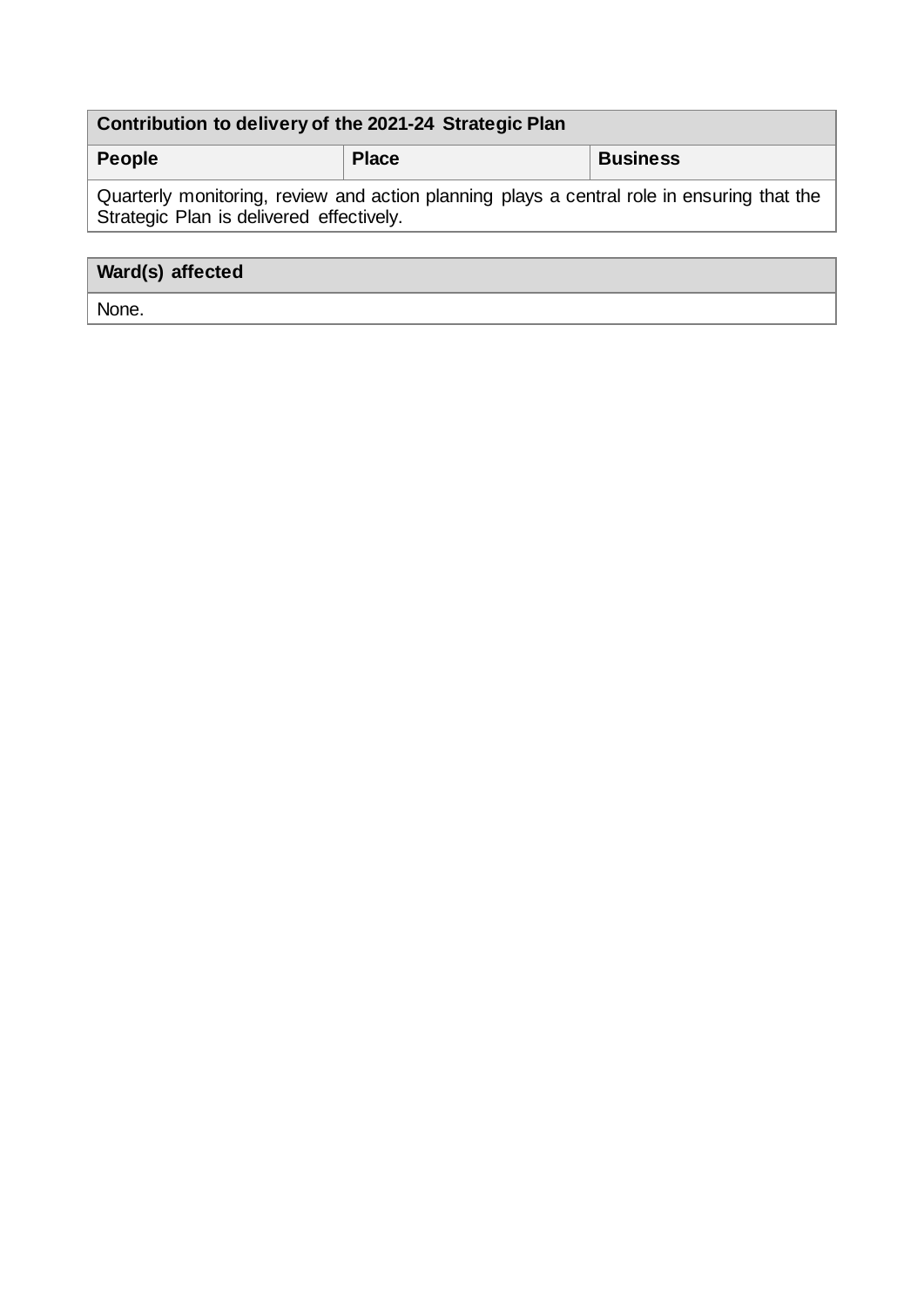| Contribution to delivery of the 2021-24 Strategic Plan | | |
|---|---|---|
| **People** | **Place** | **Business** |
| Quarterly monitoring, review and action planning plays a central role in ensuring that the Strategic Plan is delivered effectively. | | |

| Ward(s) affected |
|---|
| None. |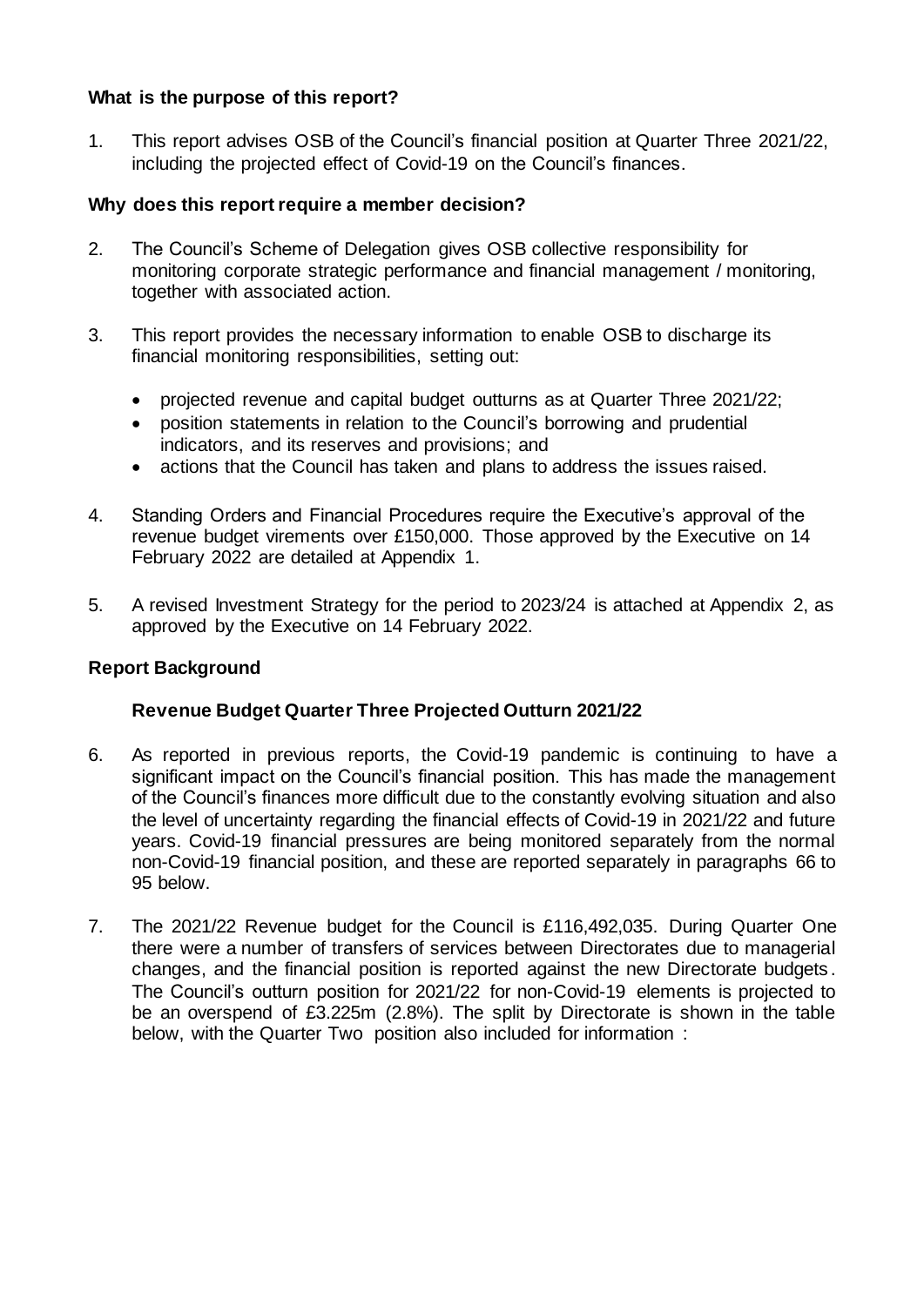## What is the purpose of this report?

1. This report advises OSB of the Council's financial position at Quarter Three 2021/22, including the projected effect of Covid-19 on the Council's finances.

## Why does this report require a member decision?

2. The Council's Scheme of Delegation gives OSB collective responsibility for monitoring corporate strategic performance and financial management / monitoring, together with associated action.

3. This report provides the necessary information to enable OSB to discharge its financial monitoring responsibilities, setting out:

   - projected revenue and capital budget outturns as at Quarter Three 2021/22;
   - position statements in relation to the Council's borrowing and prudential indicators, and its reserves and provisions; and
   - actions that the Council has taken and plans to address the issues raised.

4. Standing Orders and Financial Procedures require the Executive's approval of the revenue budget virements over £150,000. Those approved by the Executive on 14 February 2022 are detailed at Appendix 1.

5. A revised Investment Strategy for the period to 2023/24 is attached at Appendix 2, as approved by the Executive on 14 February 2022.

## Report Background

### Revenue Budget Quarter Three Projected Outturn 2021/22

6. As reported in previous reports, the Covid-19 pandemic is continuing to have a significant impact on the Council's financial position. This has made the management of the Council's finances more difficult due to the constantly evolving situation and also the level of uncertainty regarding the financial effects of Covid-19 in 2021/22 and future years. Covid-19 financial pressures are being monitored separately from the normal non-Covid-19 financial position, and these are reported separately in paragraphs 66 to 95 below.

7. The 2021/22 Revenue budget for the Council is £116,492,035. During Quarter One there were a number of transfers of services between Directorates due to managerial changes, and the financial position is reported against the new Directorate budgets. The Council's outturn position for 2021/22 for non-Covid-19 elements is projected to be an overspend of £3.225m (2.8%). The split by Directorate is shown in the table below, with the Quarter Two position also included for information :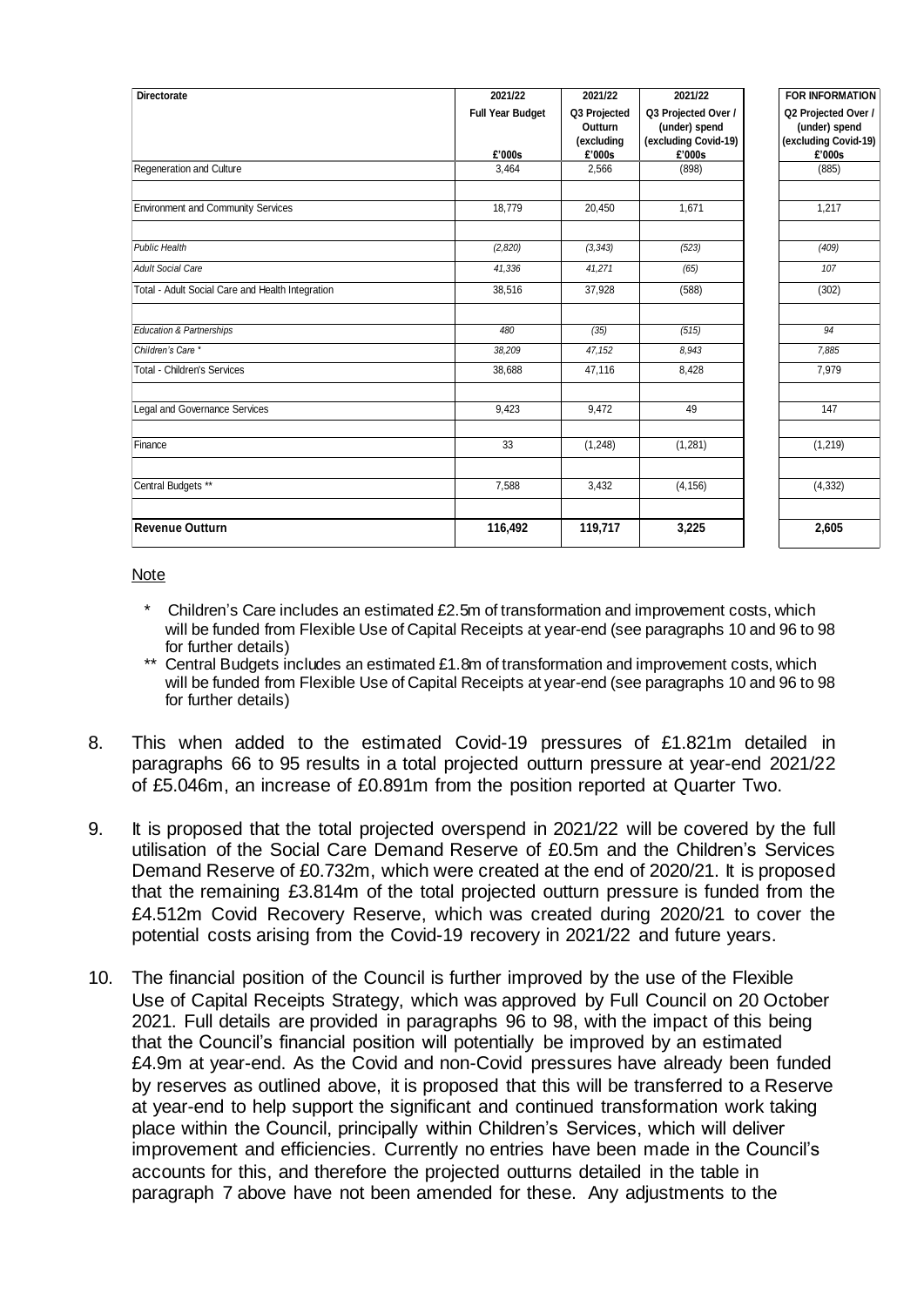| Directorate | 2021/22 Full Year Budget £'000s | 2021/22 Q3 Projected Outturn (excluding £'000s | 2021/22 Q3 Projected Over / (under) spend (excluding Covid-19) £'000s | | FOR INFORMATION Q2 Projected Over / (under) spend (excluding Covid-19) £'000s |
|---|---|---|---|---|---|
| Regeneration and Culture | 3,464 | 2,566 | (898) | | (885) |
| Environment and Community Services | 18,779 | 20,450 | 1,671 | | 1,217 |
| *Public Health* | *(2,820)* | *(3,343)* | *(523)* | | *(409)* |
| *Adult Social Care* | *41,336* | *41,271* | *(65)* | | *107* |
| Total - Adult Social Care and Health Integration | 38,516 | 37,928 | (588) | | (302) |
| *Education & Partnerships* | *480* | *(35)* | *(515)* | | *94* |
| *Children's Care* * | *38,209* | *47,152* | *8,943* | | *7,885* |
| Total - Children's Services | 38,688 | 47,116 | 8,428 | | 7,979 |
| Legal and Governance Services | 9,423 | 9,472 | 49 | | 147 |
| Finance | 33 | (1,248) | (1,281) | | (1,219) |
| Central Budgets ** | 7,588 | 3,432 | (4,156) | | (4,332) |
| **Revenue Outturn** | **116,492** | **119,717** | **3,225** | | **2,605** |

Note

\* Children's Care includes an estimated £2.5m of transformation and improvement costs, which will be funded from Flexible Use of Capital Receipts at year-end (see paragraphs 10 and 96 to 98 for further details)

** Central Budgets includes an estimated £1.8m of transformation and improvement costs, which will be funded from Flexible Use of Capital Receipts at year-end (see paragraphs 10 and 96 to 98 for further details)

8. This when added to the estimated Covid-19 pressures of £1.821m detailed in paragraphs 66 to 95 results in a total projected outturn pressure at year-end 2021/22 of £5.046m, an increase of £0.891m from the position reported at Quarter Two.

9. It is proposed that the total projected overspend in 2021/22 will be covered by the full utilisation of the Social Care Demand Reserve of £0.5m and the Children's Services Demand Reserve of £0.732m, which were created at the end of 2020/21. It is proposed that the remaining £3.814m of the total projected outturn pressure is funded from the £4.512m Covid Recovery Reserve, which was created during 2020/21 to cover the potential costs arising from the Covid-19 recovery in 2021/22 and future years.

10. The financial position of the Council is further improved by the use of the Flexible Use of Capital Receipts Strategy, which was approved by Full Council on 20 October 2021. Full details are provided in paragraphs 96 to 98, with the impact of this being that the Council's financial position will potentially be improved by an estimated £4.9m at year-end. As the Covid and non-Covid pressures have already been funded by reserves as outlined above, it is proposed that this will be transferred to a Reserve at year-end to help support the significant and continued transformation work taking place within the Council, principally within Children's Services, which will deliver improvement and efficiencies. Currently no entries have been made in the Council's accounts for this, and therefore the projected outturns detailed in the table in paragraph 7 above have not been amended for these. Any adjustments to the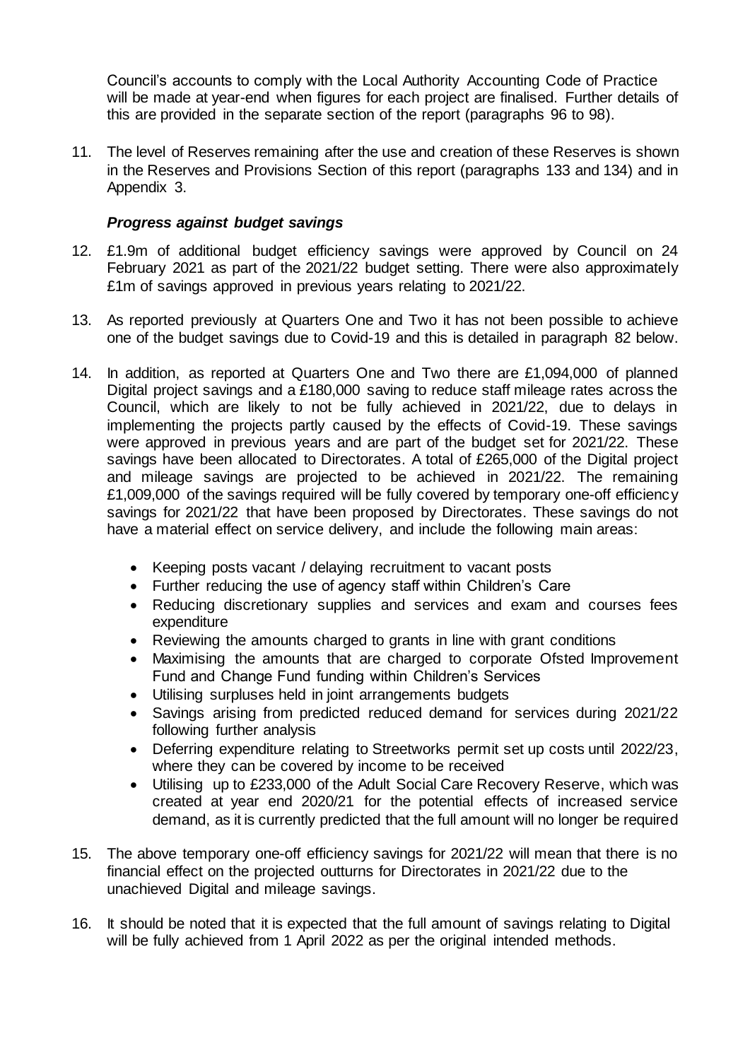Council's accounts to comply with the Local Authority Accounting Code of Practice will be made at year-end when figures for each project are finalised. Further details of this are provided in the separate section of the report (paragraphs 96 to 98).

11. The level of Reserves remaining after the use and creation of these Reserves is shown in the Reserves and Provisions Section of this report (paragraphs 133 and 134) and in Appendix 3.

***Progress against budget savings***

12. £1.9m of additional budget efficiency savings were approved by Council on 24 February 2021 as part of the 2021/22 budget setting. There were also approximately £1m of savings approved in previous years relating to 2021/22.

13. As reported previously at Quarters One and Two it has not been possible to achieve one of the budget savings due to Covid-19 and this is detailed in paragraph 82 below.

14. In addition, as reported at Quarters One and Two there are £1,094,000 of planned Digital project savings and a £180,000 saving to reduce staff mileage rates across the Council, which are likely to not be fully achieved in 2021/22, due to delays in implementing the projects partly caused by the effects of Covid-19. These savings were approved in previous years and are part of the budget set for 2021/22. These savings have been allocated to Directorates. A total of £265,000 of the Digital project and mileage savings are projected to be achieved in 2021/22. The remaining £1,009,000 of the savings required will be fully covered by temporary one-off efficiency savings for 2021/22 that have been proposed by Directorates. These savings do not have a material effect on service delivery, and include the following main areas:

    - Keeping posts vacant / delaying recruitment to vacant posts
    - Further reducing the use of agency staff within Children's Care
    - Reducing discretionary supplies and services and exam and courses fees expenditure
    - Reviewing the amounts charged to grants in line with grant conditions
    - Maximising the amounts that are charged to corporate Ofsted Improvement Fund and Change Fund funding within Children's Services
    - Utilising surpluses held in joint arrangements budgets
    - Savings arising from predicted reduced demand for services during 2021/22 following further analysis
    - Deferring expenditure relating to Streetworks permit set up costs until 2022/23, where they can be covered by income to be received
    - Utilising up to £233,000 of the Adult Social Care Recovery Reserve, which was created at year end 2020/21 for the potential effects of increased service demand, as it is currently predicted that the full amount will no longer be required

15. The above temporary one-off efficiency savings for 2021/22 will mean that there is no financial effect on the projected outturns for Directorates in 2021/22 due to the unachieved Digital and mileage savings.

16. It should be noted that it is expected that the full amount of savings relating to Digital will be fully achieved from 1 April 2022 as per the original intended methods.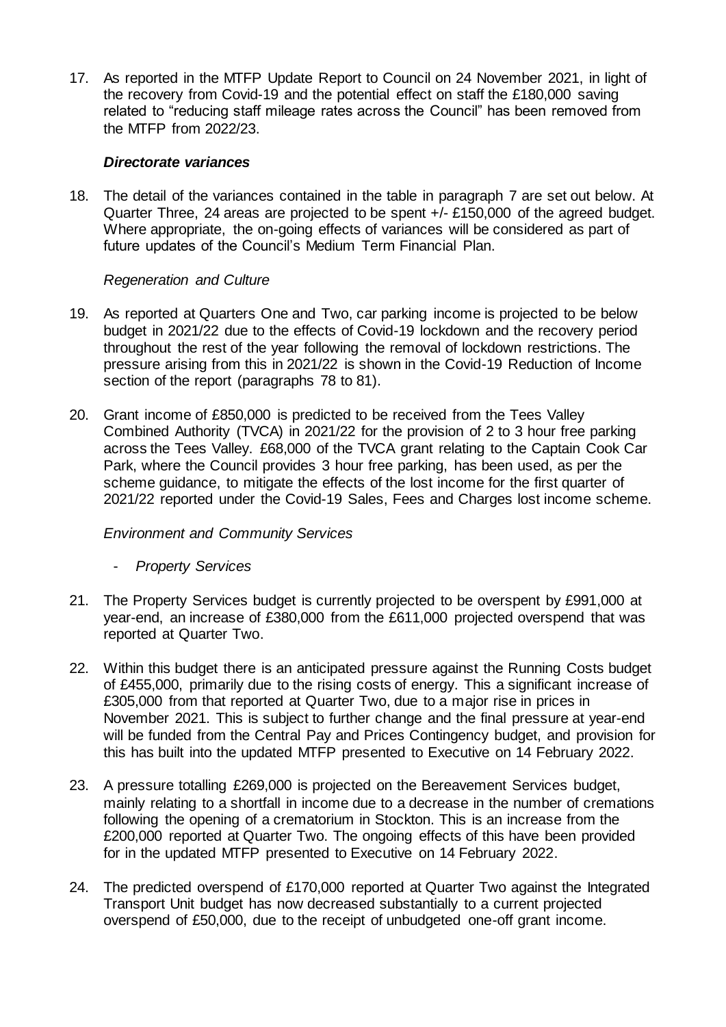17. As reported in the MTFP Update Report to Council on 24 November 2021, in light of the recovery from Covid-19 and the potential effect on staff the £180,000 saving related to "reducing staff mileage rates across the Council" has been removed from the MTFP from 2022/23.

***Directorate variances***

18. The detail of the variances contained in the table in paragraph 7 are set out below. At Quarter Three, 24 areas are projected to be spent +/- £150,000 of the agreed budget. Where appropriate, the on-going effects of variances will be considered as part of future updates of the Council's Medium Term Financial Plan.

*Regeneration and Culture*

19. As reported at Quarters One and Two, car parking income is projected to be below budget in 2021/22 due to the effects of Covid-19 lockdown and the recovery period throughout the rest of the year following the removal of lockdown restrictions. The pressure arising from this in 2021/22 is shown in the Covid-19 Reduction of Income section of the report (paragraphs 78 to 81).

20. Grant income of £850,000 is predicted to be received from the Tees Valley Combined Authority (TVCA) in 2021/22 for the provision of 2 to 3 hour free parking across the Tees Valley. £68,000 of the TVCA grant relating to the Captain Cook Car Park, where the Council provides 3 hour free parking, has been used, as per the scheme guidance, to mitigate the effects of the lost income for the first quarter of 2021/22 reported under the Covid-19 Sales, Fees and Charges lost income scheme.

*Environment and Community Services*

- *Property Services*

21. The Property Services budget is currently projected to be overspent by £991,000 at year-end, an increase of £380,000 from the £611,000 projected overspend that was reported at Quarter Two.

22. Within this budget there is an anticipated pressure against the Running Costs budget of £455,000, primarily due to the rising costs of energy. This a significant increase of £305,000 from that reported at Quarter Two, due to a major rise in prices in November 2021. This is subject to further change and the final pressure at year-end will be funded from the Central Pay and Prices Contingency budget, and provision for this has built into the updated MTFP presented to Executive on 14 February 2022.

23. A pressure totalling £269,000 is projected on the Bereavement Services budget, mainly relating to a shortfall in income due to a decrease in the number of cremations following the opening of a crematorium in Stockton. This is an increase from the £200,000 reported at Quarter Two. The ongoing effects of this have been provided for in the updated MTFP presented to Executive on 14 February 2022.

24. The predicted overspend of £170,000 reported at Quarter Two against the Integrated Transport Unit budget has now decreased substantially to a current projected overspend of £50,000, due to the receipt of unbudgeted one-off grant income.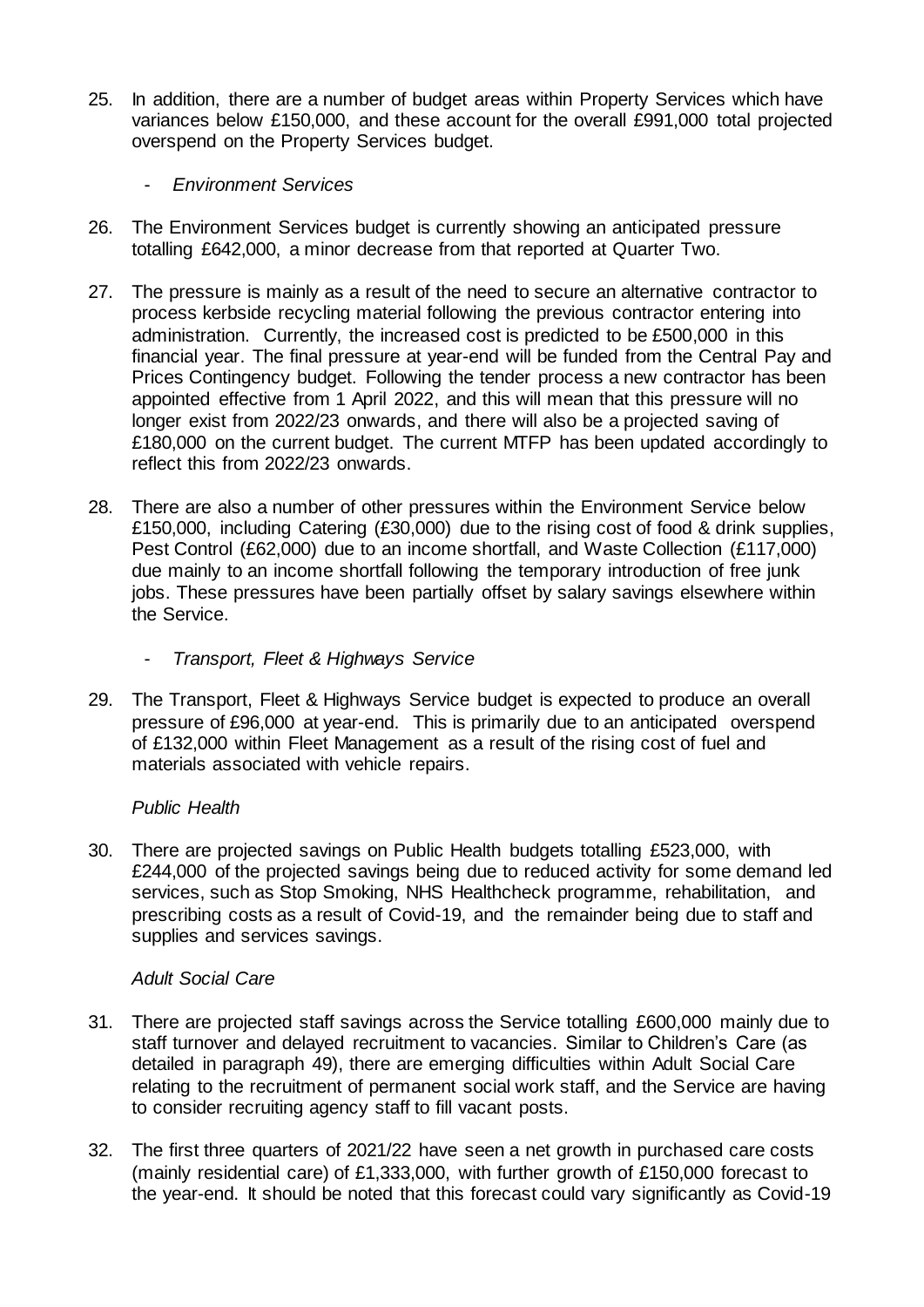25. In addition, there are a number of budget areas within Property Services which have variances below £150,000, and these account for the overall £991,000 total projected overspend on the Property Services budget.

- *Environment Services*

26. The Environment Services budget is currently showing an anticipated pressure totalling £642,000, a minor decrease from that reported at Quarter Two.

27. The pressure is mainly as a result of the need to secure an alternative contractor to process kerbside recycling material following the previous contractor entering into administration. Currently, the increased cost is predicted to be £500,000 in this financial year. The final pressure at year-end will be funded from the Central Pay and Prices Contingency budget. Following the tender process a new contractor has been appointed effective from 1 April 2022, and this will mean that this pressure will no longer exist from 2022/23 onwards, and there will also be a projected saving of £180,000 on the current budget. The current MTFP has been updated accordingly to reflect this from 2022/23 onwards.

28. There are also a number of other pressures within the Environment Service below £150,000, including Catering (£30,000) due to the rising cost of food & drink supplies, Pest Control (£62,000) due to an income shortfall, and Waste Collection (£117,000) due mainly to an income shortfall following the temporary introduction of free junk jobs. These pressures have been partially offset by salary savings elsewhere within the Service.

- *Transport, Fleet & Highways Service*

29. The Transport, Fleet & Highways Service budget is expected to produce an overall pressure of £96,000 at year-end. This is primarily due to an anticipated overspend of £132,000 within Fleet Management as a result of the rising cost of fuel and materials associated with vehicle repairs.

*Public Health*

30. There are projected savings on Public Health budgets totalling £523,000, with £244,000 of the projected savings being due to reduced activity for some demand led services, such as Stop Smoking, NHS Healthcheck programme, rehabilitation, and prescribing costs as a result of Covid-19, and the remainder being due to staff and supplies and services savings.

*Adult Social Care*

31. There are projected staff savings across the Service totalling £600,000 mainly due to staff turnover and delayed recruitment to vacancies. Similar to Children's Care (as detailed in paragraph 49), there are emerging difficulties within Adult Social Care relating to the recruitment of permanent social work staff, and the Service are having to consider recruiting agency staff to fill vacant posts.

32. The first three quarters of 2021/22 have seen a net growth in purchased care costs (mainly residential care) of £1,333,000, with further growth of £150,000 forecast to the year-end. It should be noted that this forecast could vary significantly as Covid-19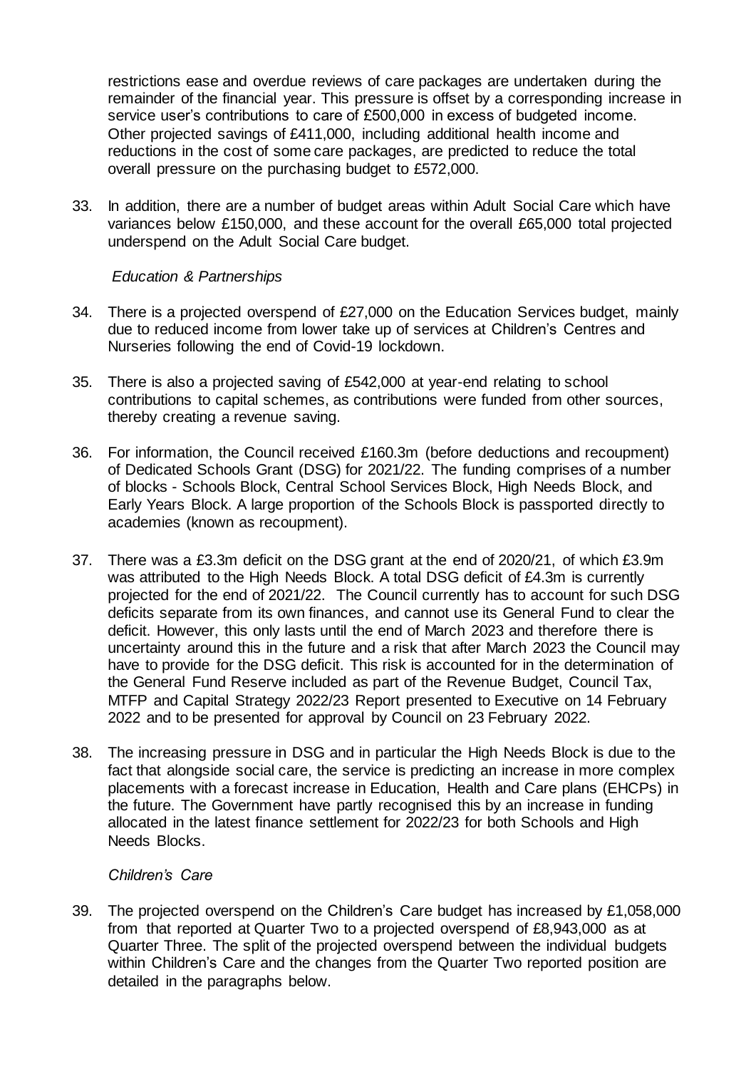restrictions ease and overdue reviews of care packages are undertaken during the remainder of the financial year. This pressure is offset by a corresponding increase in service user's contributions to care of £500,000 in excess of budgeted income. Other projected savings of £411,000, including additional health income and reductions in the cost of some care packages, are predicted to reduce the total overall pressure on the purchasing budget to £572,000.

33. In addition, there are a number of budget areas within Adult Social Care which have variances below £150,000, and these account for the overall £65,000 total projected underspend on the Adult Social Care budget.

*Education & Partnerships*

34. There is a projected overspend of £27,000 on the Education Services budget, mainly due to reduced income from lower take up of services at Children's Centres and Nurseries following the end of Covid-19 lockdown.

35. There is also a projected saving of £542,000 at year-end relating to school contributions to capital schemes, as contributions were funded from other sources, thereby creating a revenue saving.

36. For information, the Council received £160.3m (before deductions and recoupment) of Dedicated Schools Grant (DSG) for 2021/22. The funding comprises of a number of blocks - Schools Block, Central School Services Block, High Needs Block, and Early Years Block. A large proportion of the Schools Block is passported directly to academies (known as recoupment).

37. There was a £3.3m deficit on the DSG grant at the end of 2020/21, of which £3.9m was attributed to the High Needs Block. A total DSG deficit of £4.3m is currently projected for the end of 2021/22. The Council currently has to account for such DSG deficits separate from its own finances, and cannot use its General Fund to clear the deficit. However, this only lasts until the end of March 2023 and therefore there is uncertainty around this in the future and a risk that after March 2023 the Council may have to provide for the DSG deficit. This risk is accounted for in the determination of the General Fund Reserve included as part of the Revenue Budget, Council Tax, MTFP and Capital Strategy 2022/23 Report presented to Executive on 14 February 2022 and to be presented for approval by Council on 23 February 2022.

38. The increasing pressure in DSG and in particular the High Needs Block is due to the fact that alongside social care, the service is predicting an increase in more complex placements with a forecast increase in Education, Health and Care plans (EHCPs) in the future. The Government have partly recognised this by an increase in funding allocated in the latest finance settlement for 2022/23 for both Schools and High Needs Blocks.

*Children's Care*

39. The projected overspend on the Children's Care budget has increased by £1,058,000 from that reported at Quarter Two to a projected overspend of £8,943,000 as at Quarter Three. The split of the projected overspend between the individual budgets within Children's Care and the changes from the Quarter Two reported position are detailed in the paragraphs below.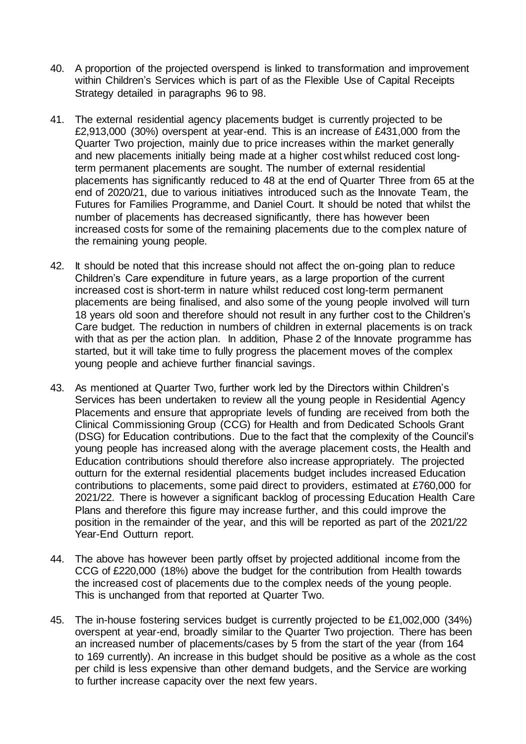40. A proportion of the projected overspend is linked to transformation and improvement within Children's Services which is part of as the Flexible Use of Capital Receipts Strategy detailed in paragraphs 96 to 98.

41. The external residential agency placements budget is currently projected to be £2,913,000 (30%) overspent at year-end. This is an increase of £431,000 from the Quarter Two projection, mainly due to price increases within the market generally and new placements initially being made at a higher cost whilst reduced cost long-term permanent placements are sought. The number of external residential placements has significantly reduced to 48 at the end of Quarter Three from 65 at the end of 2020/21, due to various initiatives introduced such as the Innovate Team, the Futures for Families Programme, and Daniel Court. It should be noted that whilst the number of placements has decreased significantly, there has however been increased costs for some of the remaining placements due to the complex nature of the remaining young people.

42. It should be noted that this increase should not affect the on-going plan to reduce Children's Care expenditure in future years, as a large proportion of the current increased cost is short-term in nature whilst reduced cost long-term permanent placements are being finalised, and also some of the young people involved will turn 18 years old soon and therefore should not result in any further cost to the Children's Care budget. The reduction in numbers of children in external placements is on track with that as per the action plan. In addition, Phase 2 of the Innovate programme has started, but it will take time to fully progress the placement moves of the complex young people and achieve further financial savings.

43. As mentioned at Quarter Two, further work led by the Directors within Children's Services has been undertaken to review all the young people in Residential Agency Placements and ensure that appropriate levels of funding are received from both the Clinical Commissioning Group (CCG) for Health and from Dedicated Schools Grant (DSG) for Education contributions. Due to the fact that the complexity of the Council's young people has increased along with the average placement costs, the Health and Education contributions should therefore also increase appropriately. The projected outturn for the external residential placements budget includes increased Education contributions to placements, some paid direct to providers, estimated at £760,000 for 2021/22. There is however a significant backlog of processing Education Health Care Plans and therefore this figure may increase further, and this could improve the position in the remainder of the year, and this will be reported as part of the 2021/22 Year-End Outturn report.

44. The above has however been partly offset by projected additional income from the CCG of £220,000 (18%) above the budget for the contribution from Health towards the increased cost of placements due to the complex needs of the young people. This is unchanged from that reported at Quarter Two.

45. The in-house fostering services budget is currently projected to be £1,002,000 (34%) overspent at year-end, broadly similar to the Quarter Two projection. There has been an increased number of placements/cases by 5 from the start of the year (from 164 to 169 currently). An increase in this budget should be positive as a whole as the cost per child is less expensive than other demand budgets, and the Service are working to further increase capacity over the next few years.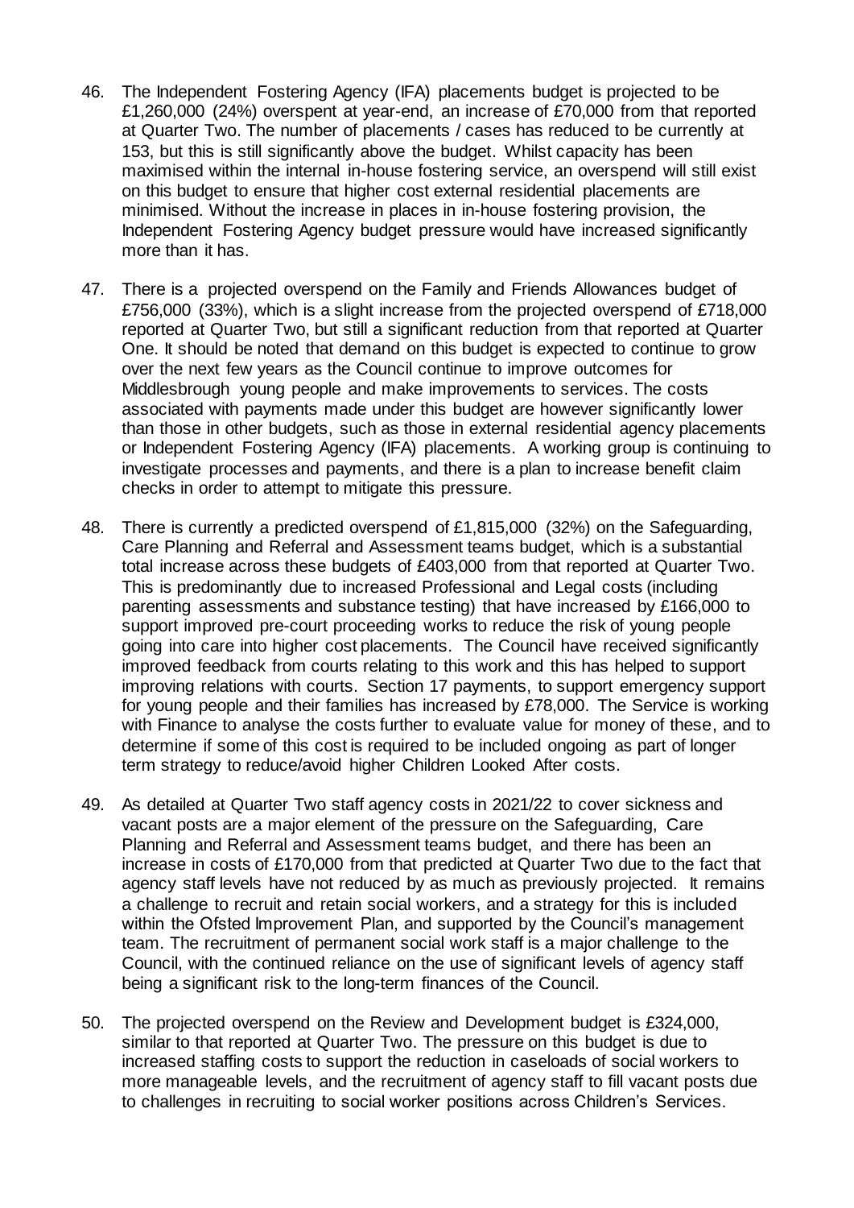46. The Independent Fostering Agency (IFA) placements budget is projected to be £1,260,000 (24%) overspent at year-end, an increase of £70,000 from that reported at Quarter Two. The number of placements / cases has reduced to be currently at 153, but this is still significantly above the budget. Whilst capacity has been maximised within the internal in-house fostering service, an overspend will still exist on this budget to ensure that higher cost external residential placements are minimised. Without the increase in places in in-house fostering provision, the Independent Fostering Agency budget pressure would have increased significantly more than it has.

47. There is a projected overspend on the Family and Friends Allowances budget of £756,000 (33%), which is a slight increase from the projected overspend of £718,000 reported at Quarter Two, but still a significant reduction from that reported at Quarter One. It should be noted that demand on this budget is expected to continue to grow over the next few years as the Council continue to improve outcomes for Middlesbrough young people and make improvements to services. The costs associated with payments made under this budget are however significantly lower than those in other budgets, such as those in external residential agency placements or Independent Fostering Agency (IFA) placements. A working group is continuing to investigate processes and payments, and there is a plan to increase benefit claim checks in order to attempt to mitigate this pressure.

48. There is currently a predicted overspend of £1,815,000 (32%) on the Safeguarding, Care Planning and Referral and Assessment teams budget, which is a substantial total increase across these budgets of £403,000 from that reported at Quarter Two. This is predominantly due to increased Professional and Legal costs (including parenting assessments and substance testing) that have increased by £166,000 to support improved pre-court proceeding works to reduce the risk of young people going into care into higher cost placements. The Council have received significantly improved feedback from courts relating to this work and this has helped to support improving relations with courts. Section 17 payments, to support emergency support for young people and their families has increased by £78,000. The Service is working with Finance to analyse the costs further to evaluate value for money of these, and to determine if some of this cost is required to be included ongoing as part of longer term strategy to reduce/avoid higher Children Looked After costs.

49. As detailed at Quarter Two staff agency costs in 2021/22 to cover sickness and vacant posts are a major element of the pressure on the Safeguarding, Care Planning and Referral and Assessment teams budget, and there has been an increase in costs of £170,000 from that predicted at Quarter Two due to the fact that agency staff levels have not reduced by as much as previously projected. It remains a challenge to recruit and retain social workers, and a strategy for this is included within the Ofsted Improvement Plan, and supported by the Council's management team. The recruitment of permanent social work staff is a major challenge to the Council, with the continued reliance on the use of significant levels of agency staff being a significant risk to the long-term finances of the Council.

50. The projected overspend on the Review and Development budget is £324,000, similar to that reported at Quarter Two. The pressure on this budget is due to increased staffing costs to support the reduction in caseloads of social workers to more manageable levels, and the recruitment of agency staff to fill vacant posts due to challenges in recruiting to social worker positions across Children's Services.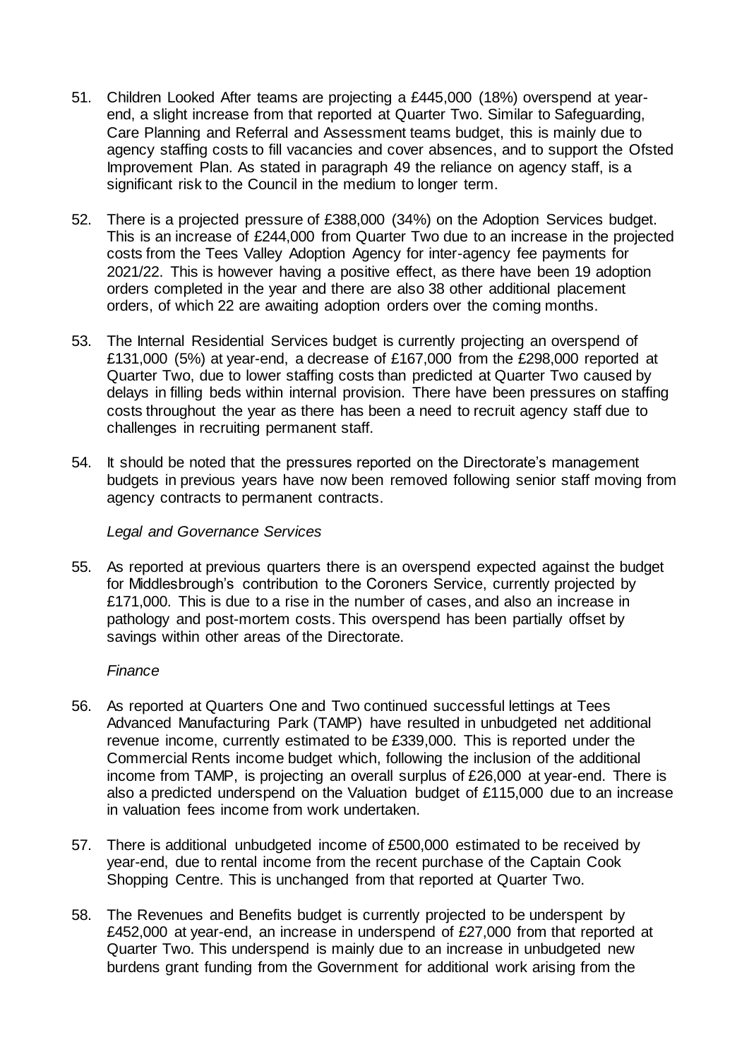51. Children Looked After teams are projecting a £445,000 (18%) overspend at year-end, a slight increase from that reported at Quarter Two. Similar to Safeguarding, Care Planning and Referral and Assessment teams budget, this is mainly due to agency staffing costs to fill vacancies and cover absences, and to support the Ofsted Improvement Plan. As stated in paragraph 49 the reliance on agency staff, is a significant risk to the Council in the medium to longer term.

52. There is a projected pressure of £388,000 (34%) on the Adoption Services budget. This is an increase of £244,000 from Quarter Two due to an increase in the projected costs from the Tees Valley Adoption Agency for inter-agency fee payments for 2021/22. This is however having a positive effect, as there have been 19 adoption orders completed in the year and there are also 38 other additional placement orders, of which 22 are awaiting adoption orders over the coming months.

53. The Internal Residential Services budget is currently projecting an overspend of £131,000 (5%) at year-end, a decrease of £167,000 from the £298,000 reported at Quarter Two, due to lower staffing costs than predicted at Quarter Two caused by delays in filling beds within internal provision. There have been pressures on staffing costs throughout the year as there has been a need to recruit agency staff due to challenges in recruiting permanent staff.

54. It should be noted that the pressures reported on the Directorate's management budgets in previous years have now been removed following senior staff moving from agency contracts to permanent contracts.

*Legal and Governance Services*

55. As reported at previous quarters there is an overspend expected against the budget for Middlesbrough's contribution to the Coroners Service, currently projected by £171,000. This is due to a rise in the number of cases, and also an increase in pathology and post-mortem costs. This overspend has been partially offset by savings within other areas of the Directorate.

*Finance*

56. As reported at Quarters One and Two continued successful lettings at Tees Advanced Manufacturing Park (TAMP) have resulted in unbudgeted net additional revenue income, currently estimated to be £339,000. This is reported under the Commercial Rents income budget which, following the inclusion of the additional income from TAMP, is projecting an overall surplus of £26,000 at year-end. There is also a predicted underspend on the Valuation budget of £115,000 due to an increase in valuation fees income from work undertaken.

57. There is additional unbudgeted income of £500,000 estimated to be received by year-end, due to rental income from the recent purchase of the Captain Cook Shopping Centre. This is unchanged from that reported at Quarter Two.

58. The Revenues and Benefits budget is currently projected to be underspent by £452,000 at year-end, an increase in underspend of £27,000 from that reported at Quarter Two. This underspend is mainly due to an increase in unbudgeted new burdens grant funding from the Government for additional work arising from the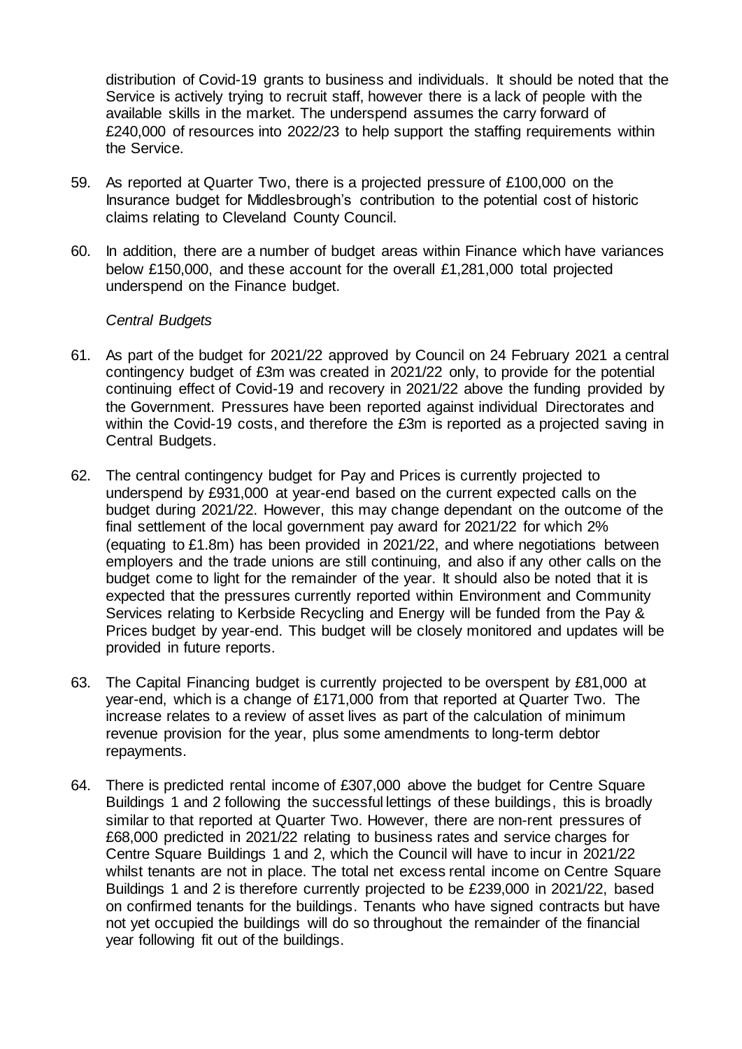distribution of Covid-19 grants to business and individuals. It should be noted that the Service is actively trying to recruit staff, however there is a lack of people with the available skills in the market. The underspend assumes the carry forward of £240,000 of resources into 2022/23 to help support the staffing requirements within the Service.

59. As reported at Quarter Two, there is a projected pressure of £100,000 on the Insurance budget for Middlesbrough's contribution to the potential cost of historic claims relating to Cleveland County Council.

60. In addition, there are a number of budget areas within Finance which have variances below £150,000, and these account for the overall £1,281,000 total projected underspend on the Finance budget.

*Central Budgets*

61. As part of the budget for 2021/22 approved by Council on 24 February 2021 a central contingency budget of £3m was created in 2021/22 only, to provide for the potential continuing effect of Covid-19 and recovery in 2021/22 above the funding provided by the Government. Pressures have been reported against individual Directorates and within the Covid-19 costs, and therefore the £3m is reported as a projected saving in Central Budgets.

62. The central contingency budget for Pay and Prices is currently projected to underspend by £931,000 at year-end based on the current expected calls on the budget during 2021/22. However, this may change dependant on the outcome of the final settlement of the local government pay award for 2021/22 for which 2% (equating to £1.8m) has been provided in 2021/22, and where negotiations between employers and the trade unions are still continuing, and also if any other calls on the budget come to light for the remainder of the year. It should also be noted that it is expected that the pressures currently reported within Environment and Community Services relating to Kerbside Recycling and Energy will be funded from the Pay & Prices budget by year-end. This budget will be closely monitored and updates will be provided in future reports.

63. The Capital Financing budget is currently projected to be overspent by £81,000 at year-end, which is a change of £171,000 from that reported at Quarter Two. The increase relates to a review of asset lives as part of the calculation of minimum revenue provision for the year, plus some amendments to long-term debtor repayments.

64. There is predicted rental income of £307,000 above the budget for Centre Square Buildings 1 and 2 following the successful lettings of these buildings, this is broadly similar to that reported at Quarter Two. However, there are non-rent pressures of £68,000 predicted in 2021/22 relating to business rates and service charges for Centre Square Buildings 1 and 2, which the Council will have to incur in 2021/22 whilst tenants are not in place. The total net excess rental income on Centre Square Buildings 1 and 2 is therefore currently projected to be £239,000 in 2021/22, based on confirmed tenants for the buildings. Tenants who have signed contracts but have not yet occupied the buildings will do so throughout the remainder of the financial year following fit out of the buildings.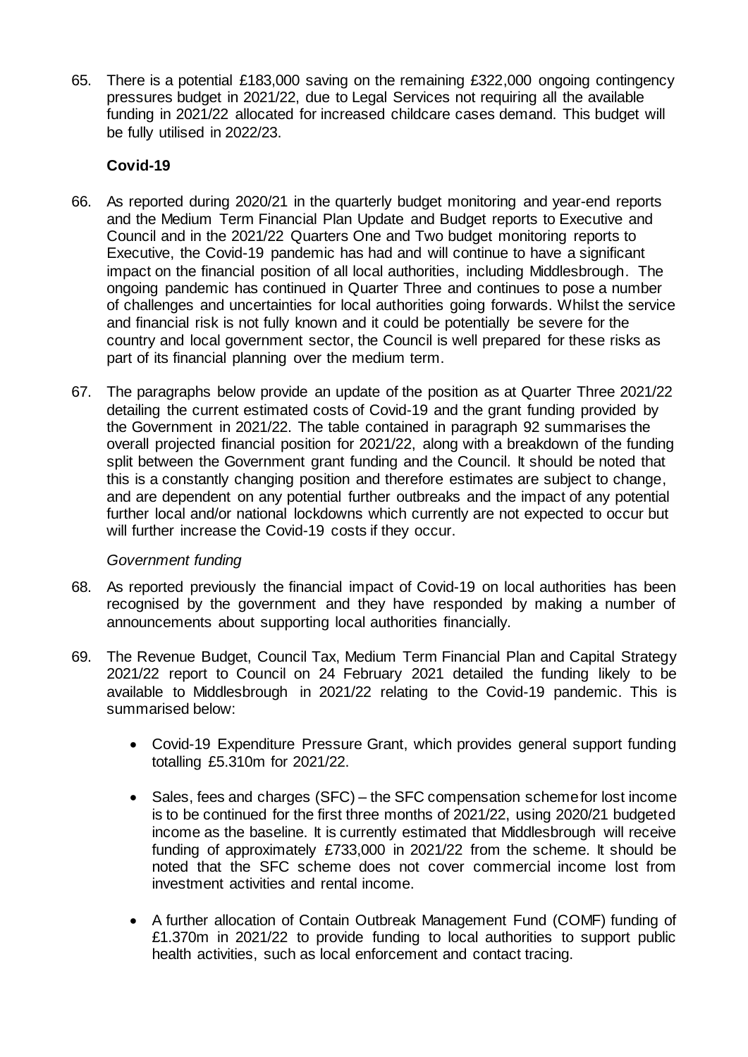65. There is a potential £183,000 saving on the remaining £322,000 ongoing contingency pressures budget in 2021/22, due to Legal Services not requiring all the available funding in 2021/22 allocated for increased childcare cases demand. This budget will be fully utilised in 2022/23.

### Covid-19

66. As reported during 2020/21 in the quarterly budget monitoring and year-end reports and the Medium Term Financial Plan Update and Budget reports to Executive and Council and in the 2021/22 Quarters One and Two budget monitoring reports to Executive, the Covid-19 pandemic has had and will continue to have a significant impact on the financial position of all local authorities, including Middlesbrough. The ongoing pandemic has continued in Quarter Three and continues to pose a number of challenges and uncertainties for local authorities going forwards. Whilst the service and financial risk is not fully known and it could be potentially be severe for the country and local government sector, the Council is well prepared for these risks as part of its financial planning over the medium term.

67. The paragraphs below provide an update of the position as at Quarter Three 2021/22 detailing the current estimated costs of Covid-19 and the grant funding provided by the Government in 2021/22. The table contained in paragraph 92 summarises the overall projected financial position for 2021/22, along with a breakdown of the funding split between the Government grant funding and the Council. It should be noted that this is a constantly changing position and therefore estimates are subject to change, and are dependent on any potential further outbreaks and the impact of any potential further local and/or national lockdowns which currently are not expected to occur but will further increase the Covid-19 costs if they occur.

*Government funding*

68. As reported previously the financial impact of Covid-19 on local authorities has been recognised by the government and they have responded by making a number of announcements about supporting local authorities financially.

69. The Revenue Budget, Council Tax, Medium Term Financial Plan and Capital Strategy 2021/22 report to Council on 24 February 2021 detailed the funding likely to be available to Middlesbrough in 2021/22 relating to the Covid-19 pandemic. This is summarised below:

    - Covid-19 Expenditure Pressure Grant, which provides general support funding totalling £5.310m for 2021/22.

    - Sales, fees and charges (SFC) – the SFC compensation scheme for lost income is to be continued for the first three months of 2021/22, using 2020/21 budgeted income as the baseline. It is currently estimated that Middlesbrough will receive funding of approximately £733,000 in 2021/22 from the scheme. It should be noted that the SFC scheme does not cover commercial income lost from investment activities and rental income.

    - A further allocation of Contain Outbreak Management Fund (COMF) funding of £1.370m in 2021/22 to provide funding to local authorities to support public health activities, such as local enforcement and contact tracing.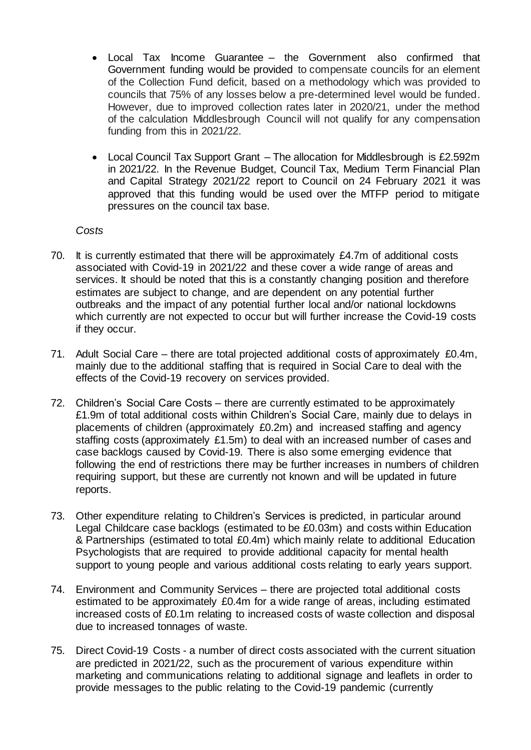- Local Tax Income Guarantee – the Government also confirmed that Government funding would be provided to compensate councils for an element of the Collection Fund deficit, based on a methodology which was provided to councils that 75% of any losses below a pre-determined level would be funded. However, due to improved collection rates later in 2020/21, under the method of the calculation Middlesbrough Council will not qualify for any compensation funding from this in 2021/22.

- Local Council Tax Support Grant – The allocation for Middlesbrough is £2.592m in 2021/22. In the Revenue Budget, Council Tax, Medium Term Financial Plan and Capital Strategy 2021/22 report to Council on 24 February 2021 it was approved that this funding would be used over the MTFP period to mitigate pressures on the council tax base.

*Costs*

70. It is currently estimated that there will be approximately £4.7m of additional costs associated with Covid-19 in 2021/22 and these cover a wide range of areas and services. It should be noted that this is a constantly changing position and therefore estimates are subject to change, and are dependent on any potential further outbreaks and the impact of any potential further local and/or national lockdowns which currently are not expected to occur but will further increase the Covid-19 costs if they occur.

71. Adult Social Care – there are total projected additional costs of approximately £0.4m, mainly due to the additional staffing that is required in Social Care to deal with the effects of the Covid-19 recovery on services provided.

72. Children's Social Care Costs – there are currently estimated to be approximately £1.9m of total additional costs within Children's Social Care, mainly due to delays in placements of children (approximately £0.2m) and increased staffing and agency staffing costs (approximately £1.5m) to deal with an increased number of cases and case backlogs caused by Covid-19. There is also some emerging evidence that following the end of restrictions there may be further increases in numbers of children requiring support, but these are currently not known and will be updated in future reports.

73. Other expenditure relating to Children's Services is predicted, in particular around Legal Childcare case backlogs (estimated to be £0.03m) and costs within Education & Partnerships (estimated to total £0.4m) which mainly relate to additional Education Psychologists that are required to provide additional capacity for mental health support to young people and various additional costs relating to early years support.

74. Environment and Community Services – there are projected total additional costs estimated to be approximately £0.4m for a wide range of areas, including estimated increased costs of £0.1m relating to increased costs of waste collection and disposal due to increased tonnages of waste.

75. Direct Covid-19 Costs - a number of direct costs associated with the current situation are predicted in 2021/22, such as the procurement of various expenditure within marketing and communications relating to additional signage and leaflets in order to provide messages to the public relating to the Covid-19 pandemic (currently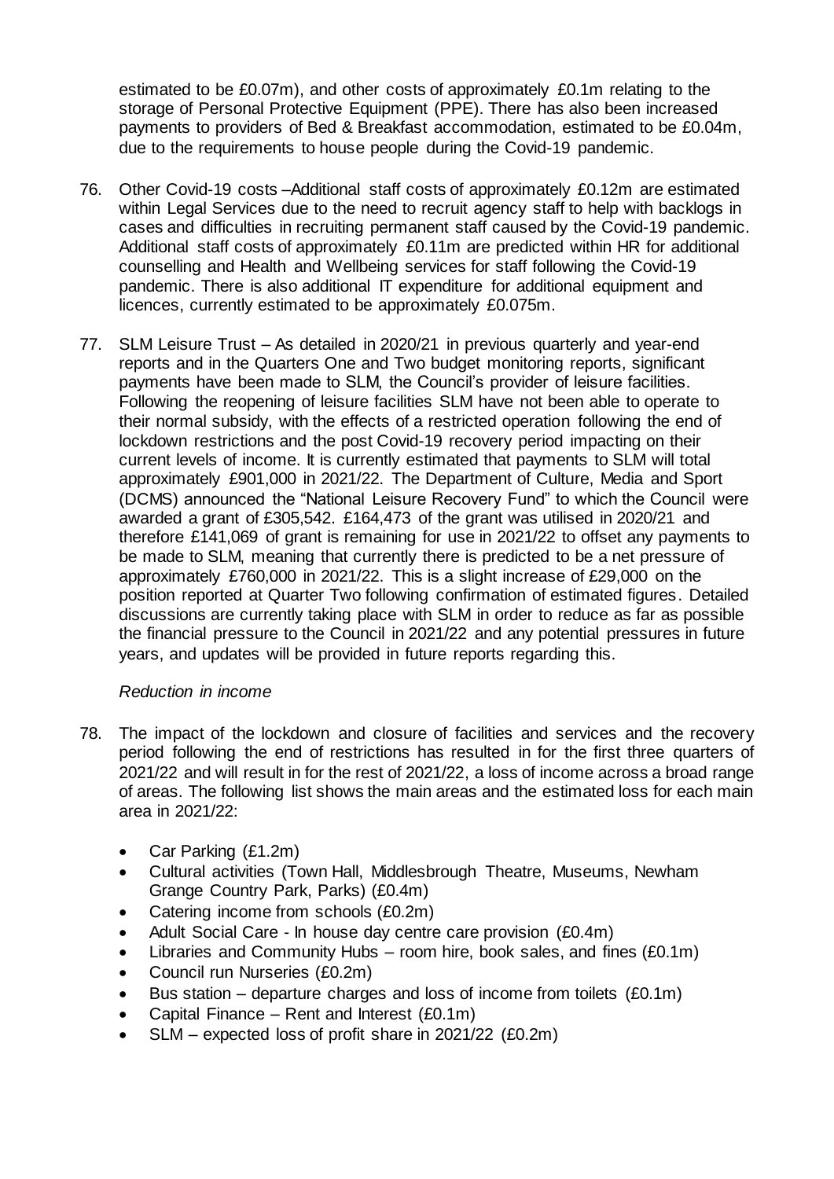estimated to be £0.07m), and other costs of approximately £0.1m relating to the storage of Personal Protective Equipment (PPE). There has also been increased payments to providers of Bed & Breakfast accommodation, estimated to be £0.04m, due to the requirements to house people during the Covid-19 pandemic.

76. Other Covid-19 costs –Additional staff costs of approximately £0.12m are estimated within Legal Services due to the need to recruit agency staff to help with backlogs in cases and difficulties in recruiting permanent staff caused by the Covid-19 pandemic. Additional staff costs of approximately £0.11m are predicted within HR for additional counselling and Health and Wellbeing services for staff following the Covid-19 pandemic. There is also additional IT expenditure for additional equipment and licences, currently estimated to be approximately £0.075m.

77. SLM Leisure Trust – As detailed in 2020/21 in previous quarterly and year-end reports and in the Quarters One and Two budget monitoring reports, significant payments have been made to SLM, the Council's provider of leisure facilities. Following the reopening of leisure facilities SLM have not been able to operate to their normal subsidy, with the effects of a restricted operation following the end of lockdown restrictions and the post Covid-19 recovery period impacting on their current levels of income. It is currently estimated that payments to SLM will total approximately £901,000 in 2021/22. The Department of Culture, Media and Sport (DCMS) announced the "National Leisure Recovery Fund" to which the Council were awarded a grant of £305,542. £164,473 of the grant was utilised in 2020/21 and therefore £141,069 of grant is remaining for use in 2021/22 to offset any payments to be made to SLM, meaning that currently there is predicted to be a net pressure of approximately £760,000 in 2021/22. This is a slight increase of £29,000 on the position reported at Quarter Two following confirmation of estimated figures. Detailed discussions are currently taking place with SLM in order to reduce as far as possible the financial pressure to the Council in 2021/22 and any potential pressures in future years, and updates will be provided in future reports regarding this.

*Reduction in income*

78. The impact of the lockdown and closure of facilities and services and the recovery period following the end of restrictions has resulted in for the first three quarters of 2021/22 and will result in for the rest of 2021/22, a loss of income across a broad range of areas. The following list shows the main areas and the estimated loss for each main area in 2021/22:

    - Car Parking (£1.2m)
    - Cultural activities (Town Hall, Middlesbrough Theatre, Museums, Newham Grange Country Park, Parks) (£0.4m)
    - Catering income from schools (£0.2m)
    - Adult Social Care - In house day centre care provision (£0.4m)
    - Libraries and Community Hubs – room hire, book sales, and fines (£0.1m)
    - Council run Nurseries (£0.2m)
    - Bus station – departure charges and loss of income from toilets (£0.1m)
    - Capital Finance – Rent and Interest (£0.1m)
    - SLM – expected loss of profit share in 2021/22 (£0.2m)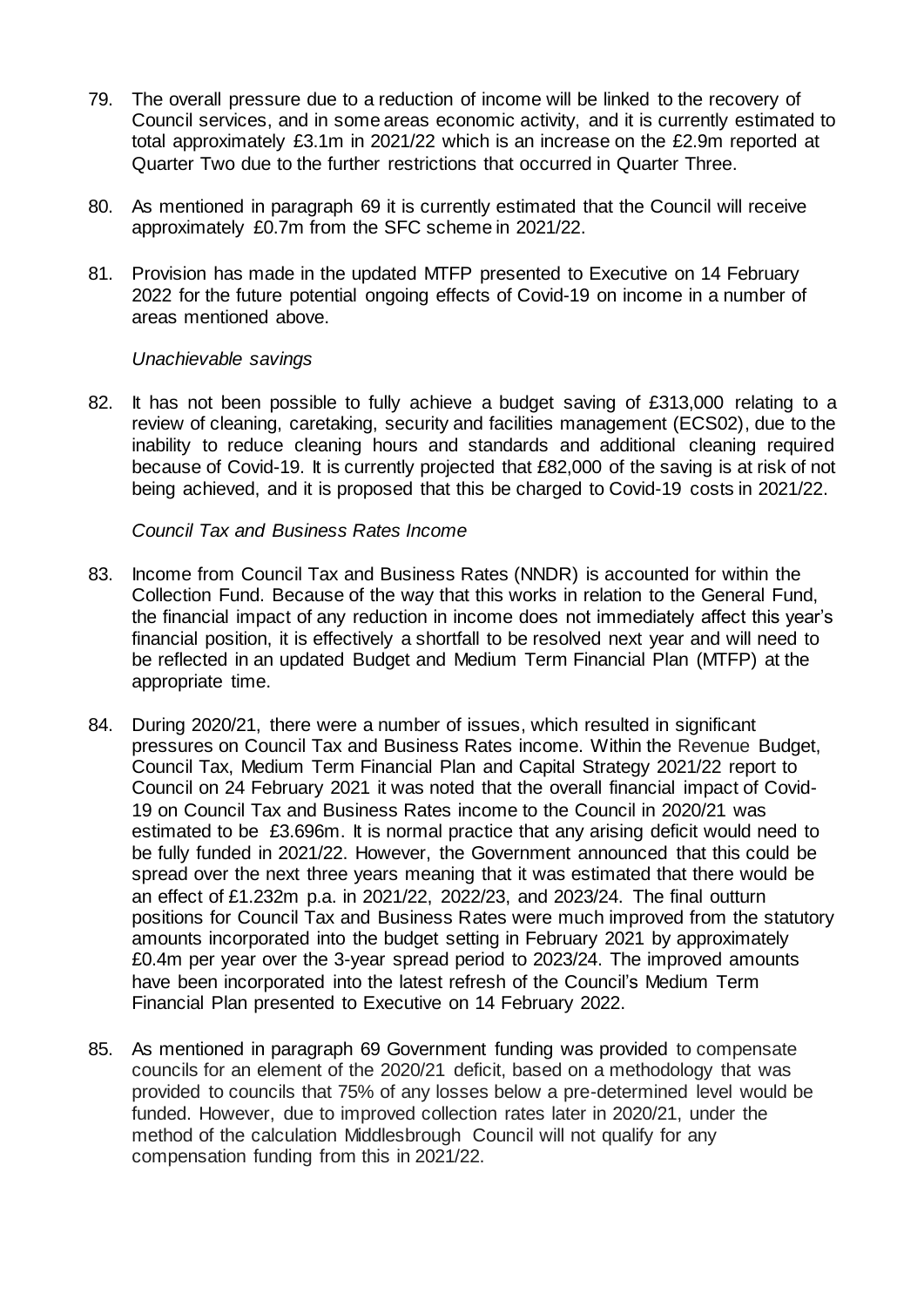79. The overall pressure due to a reduction of income will be linked to the recovery of Council services, and in some areas economic activity, and it is currently estimated to total approximately £3.1m in 2021/22 which is an increase on the £2.9m reported at Quarter Two due to the further restrictions that occurred in Quarter Three.

80. As mentioned in paragraph 69 it is currently estimated that the Council will receive approximately £0.7m from the SFC scheme in 2021/22.

81. Provision has made in the updated MTFP presented to Executive on 14 February 2022 for the future potential ongoing effects of Covid-19 on income in a number of areas mentioned above.

*Unachievable savings*

82. It has not been possible to fully achieve a budget saving of £313,000 relating to a review of cleaning, caretaking, security and facilities management (ECS02), due to the inability to reduce cleaning hours and standards and additional cleaning required because of Covid-19. It is currently projected that £82,000 of the saving is at risk of not being achieved, and it is proposed that this be charged to Covid-19 costs in 2021/22.

*Council Tax and Business Rates Income*

83. Income from Council Tax and Business Rates (NNDR) is accounted for within the Collection Fund. Because of the way that this works in relation to the General Fund, the financial impact of any reduction in income does not immediately affect this year's financial position, it is effectively a shortfall to be resolved next year and will need to be reflected in an updated Budget and Medium Term Financial Plan (MTFP) at the appropriate time.

84. During 2020/21, there were a number of issues, which resulted in significant pressures on Council Tax and Business Rates income. Within the Revenue Budget, Council Tax, Medium Term Financial Plan and Capital Strategy 2021/22 report to Council on 24 February 2021 it was noted that the overall financial impact of Covid-19 on Council Tax and Business Rates income to the Council in 2020/21 was estimated to be £3.696m. It is normal practice that any arising deficit would need to be fully funded in 2021/22. However, the Government announced that this could be spread over the next three years meaning that it was estimated that there would be an effect of £1.232m p.a. in 2021/22, 2022/23, and 2023/24. The final outturn positions for Council Tax and Business Rates were much improved from the statutory amounts incorporated into the budget setting in February 2021 by approximately £0.4m per year over the 3-year spread period to 2023/24. The improved amounts have been incorporated into the latest refresh of the Council's Medium Term Financial Plan presented to Executive on 14 February 2022.

85. As mentioned in paragraph 69 Government funding was provided to compensate councils for an element of the 2020/21 deficit, based on a methodology that was provided to councils that 75% of any losses below a pre-determined level would be funded. However, due to improved collection rates later in 2020/21, under the method of the calculation Middlesbrough Council will not qualify for any compensation funding from this in 2021/22.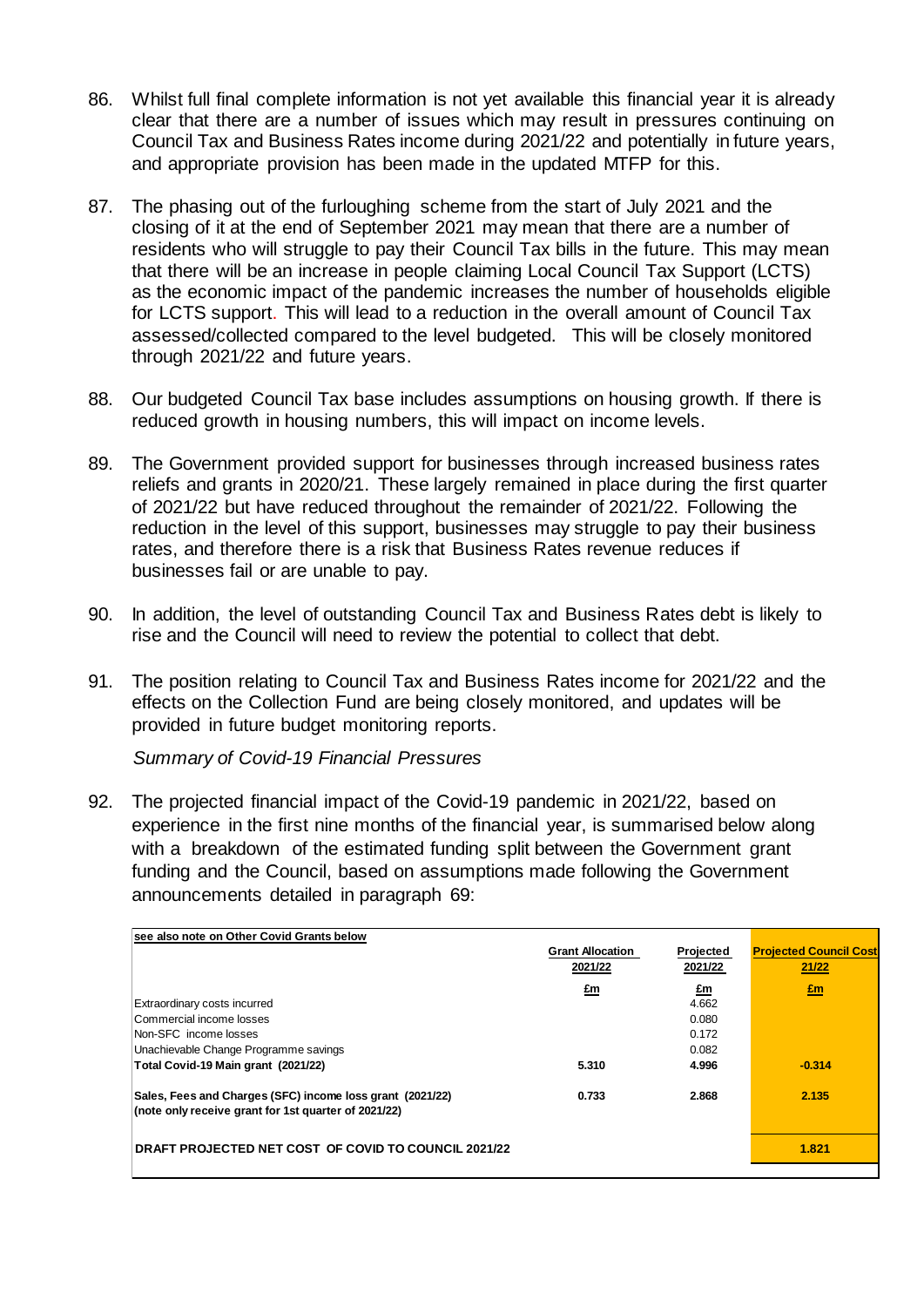86. Whilst full final complete information is not yet available this financial year it is already clear that there are a number of issues which may result in pressures continuing on Council Tax and Business Rates income during 2021/22 and potentially in future years, and appropriate provision has been made in the updated MTFP for this.

87. The phasing out of the furloughing scheme from the start of July 2021 and the closing of it at the end of September 2021 may mean that there are a number of residents who will struggle to pay their Council Tax bills in the future. This may mean that there will be an increase in people claiming Local Council Tax Support (LCTS) as the economic impact of the pandemic increases the number of households eligible for LCTS support. This will lead to a reduction in the overall amount of Council Tax assessed/collected compared to the level budgeted. This will be closely monitored through 2021/22 and future years.

88. Our budgeted Council Tax base includes assumptions on housing growth. If there is reduced growth in housing numbers, this will impact on income levels.

89. The Government provided support for businesses through increased business rates reliefs and grants in 2020/21. These largely remained in place during the first quarter of 2021/22 but have reduced throughout the remainder of 2021/22. Following the reduction in the level of this support, businesses may struggle to pay their business rates, and therefore there is a risk that Business Rates revenue reduces if businesses fail or are unable to pay.

90. In addition, the level of outstanding Council Tax and Business Rates debt is likely to rise and the Council will need to review the potential to collect that debt.

91. The position relating to Council Tax and Business Rates income for 2021/22 and the effects on the Collection Fund are being closely monitored, and updates will be provided in future budget monitoring reports.

*Summary of Covid-19 Financial Pressures*

92. The projected financial impact of the Covid-19 pandemic in 2021/22, based on experience in the first nine months of the financial year, is summarised below along with a breakdown of the estimated funding split between the Government grant funding and the Council, based on assumptions made following the Government announcements detailed in paragraph 69:

| see also note on Other Covid Grants below | Grant Allocation 2021/22 | Projected 2021/22 | Projected Council Cost 21/22 |
|---|---|---|---|
| | £m | £m | £m |
| Extraordinary costs incurred | | 4.662 | |
| Commercial income losses | | 0.080 | |
| Non-SFC income losses | | 0.172 | |
| Unachievable Change Programme savings | | 0.082 | |
| **Total Covid-19 Main grant (2021/22)** | **5.310** | **4.996** | **-0.314** |
| **Sales, Fees and Charges (SFC) income loss grant (2021/22) (note only receive grant for 1st quarter of 2021/22)** | **0.733** | **2.868** | **2.135** |
| **DRAFT PROJECTED NET COST OF COVID TO COUNCIL 2021/22** | | | **1.821** |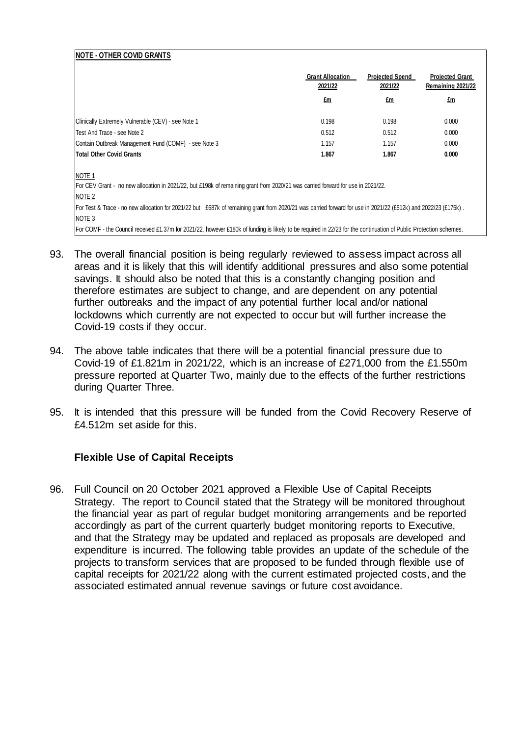**NOTE - OTHER COVID GRANTS**

| | Grant Allocation 2021/22 | Projected Spend 2021/22 | Projected Grant Remaining 2021/22 |
|---|---|---|---|
| | £m | £m | £m |
| Clinically Extremely Vulnerable (CEV) - see Note 1 | 0.198 | 0.198 | 0.000 |
| Test And Trace - see Note 2 | 0.512 | 0.512 | 0.000 |
| Contain Outbreak Management Fund (COMF) - see Note 3 | 1.157 | 1.157 | 0.000 |
| **Total Other Covid Grants** | **1.867** | **1.867** | **0.000** |

NOTE 1

For CEV Grant - no new allocation in 2021/22, but £198k of remaining grant from 2020/21 was carried forward for use in 2021/22.

NOTE 2

For Test & Trace - no new allocation for 2021/22 but £687k of remaining grant from 2020/21 was carried forward for use in 2021/22 (£512k) and 2022/23 (£175k) .

NOTE 3

For COMF - the Council received £1.37m for 2021/22, however £180k of funding is likely to be required in 22/23 for the continuation of Public Protection schemes.

93. The overall financial position is being regularly reviewed to assess impact across all areas and it is likely that this will identify additional pressures and also some potential savings. It should also be noted that this is a constantly changing position and therefore estimates are subject to change, and are dependent on any potential further outbreaks and the impact of any potential further local and/or national lockdowns which currently are not expected to occur but will further increase the Covid-19 costs if they occur.

94. The above table indicates that there will be a potential financial pressure due to Covid-19 of £1.821m in 2021/22, which is an increase of £271,000 from the £1.550m pressure reported at Quarter Two, mainly due to the effects of the further restrictions during Quarter Three.

95. It is intended that this pressure will be funded from the Covid Recovery Reserve of £4.512m set aside for this.

### Flexible Use of Capital Receipts

96. Full Council on 20 October 2021 approved a Flexible Use of Capital Receipts Strategy. The report to Council stated that the Strategy will be monitored throughout the financial year as part of regular budget monitoring arrangements and be reported accordingly as part of the current quarterly budget monitoring reports to Executive, and that the Strategy may be updated and replaced as proposals are developed and expenditure is incurred. The following table provides an update of the schedule of the projects to transform services that are proposed to be funded through flexible use of capital receipts for 2021/22 along with the current estimated projected costs, and the associated estimated annual revenue savings or future cost avoidance.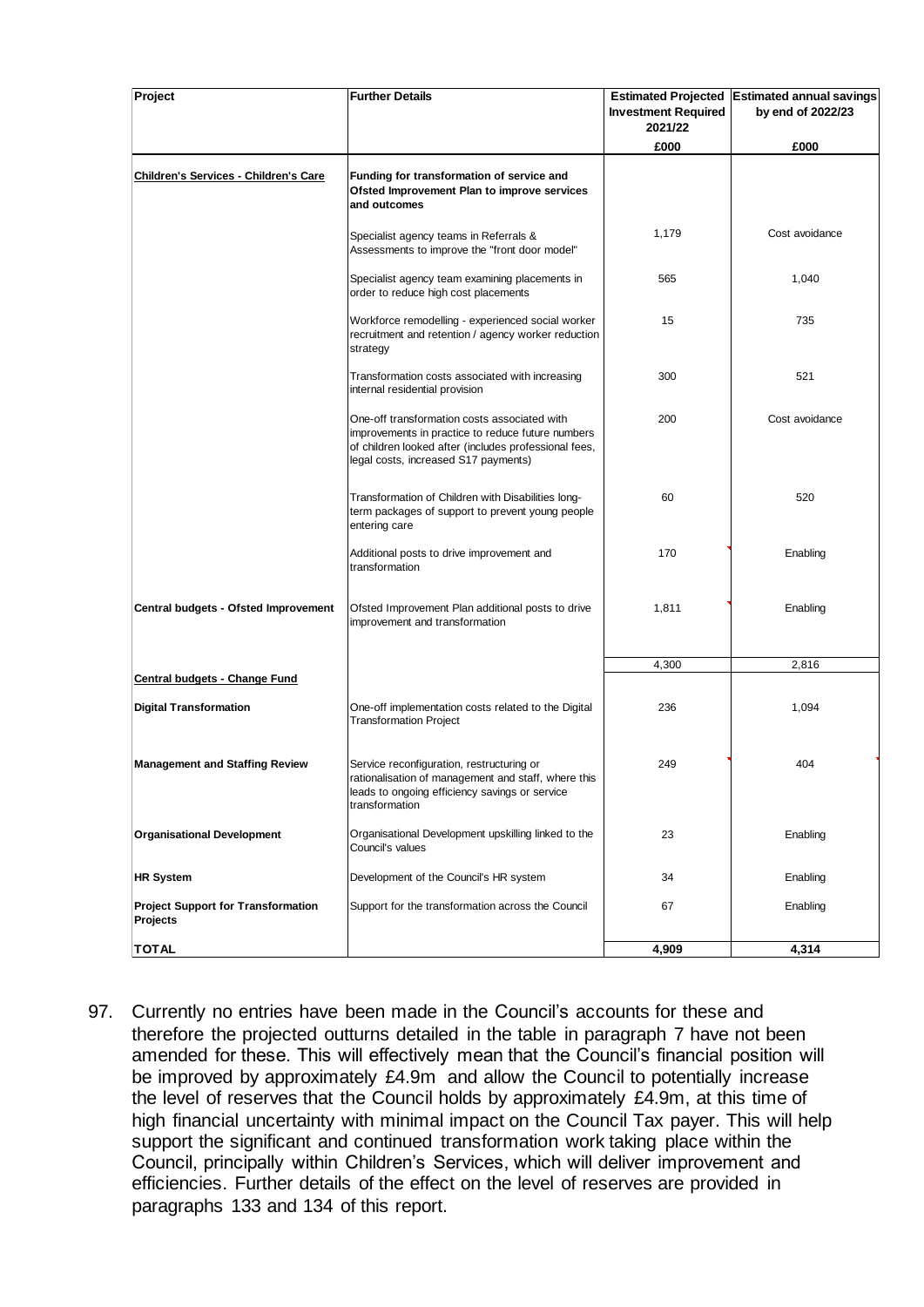| Project | Further Details | Estimated Projected Investment Required 2021/22 | Estimated annual savings by end of 2022/23 |
|---|---|---|---|
| | | £000 | £000 |
| **Children's Services - Children's Care** | **Funding for transformation of service and Ofsted Improvement Plan to improve services and outcomes** | | |
| | Specialist agency teams in Referrals & Assessments to improve the "front door model" | 1,179 | Cost avoidance |
| | Specialist agency team examining placements in order to reduce high cost placements | 565 | 1,040 |
| | Workforce remodelling - experienced social worker recruitment and retention / agency worker reduction strategy | 15 | 735 |
| | Transformation costs associated with increasing internal residential provision | 300 | 521 |
| | One-off transformation costs associated with improvements in practice to reduce future numbers of children looked after (includes professional fees, legal costs, increased S17 payments) | 200 | Cost avoidance |
| | Transformation of Children with Disabilities long-term packages of support to prevent young people entering care | 60 | 520 |
| | Additional posts to drive improvement and transformation | 170 | Enabling |
| **Central budgets - Ofsted Improvement** | Ofsted Improvement Plan additional posts to drive improvement and transformation | 1,811 | Enabling |
| | | 4,300 | 2,816 |
| **Central budgets - Change Fund** | | | |
| **Digital Transformation** | One-off implementation costs related to the Digital Transformation Project | 236 | 1,094 |
| **Management and Staffing Review** | Service reconfiguration, restructuring or rationalisation of management and staff, where this leads to ongoing efficiency savings or service transformation | 249 | 404 |
| **Organisational Development** | Organisational Development upskilling linked to the Council's values | 23 | Enabling |
| **HR System** | Development of the Council's HR system | 34 | Enabling |
| **Project Support for Transformation Projects** | Support for the transformation across the Council | 67 | Enabling |
| **TOTAL** | | **4,909** | **4,314** |

97. Currently no entries have been made in the Council's accounts for these and therefore the projected outturns detailed in the table in paragraph 7 have not been amended for these. This will effectively mean that the Council's financial position will be improved by approximately £4.9m and allow the Council to potentially increase the level of reserves that the Council holds by approximately £4.9m, at this time of high financial uncertainty with minimal impact on the Council Tax payer. This will help support the significant and continued transformation work taking place within the Council, principally within Children's Services, which will deliver improvement and efficiencies. Further details of the effect on the level of reserves are provided in paragraphs 133 and 134 of this report.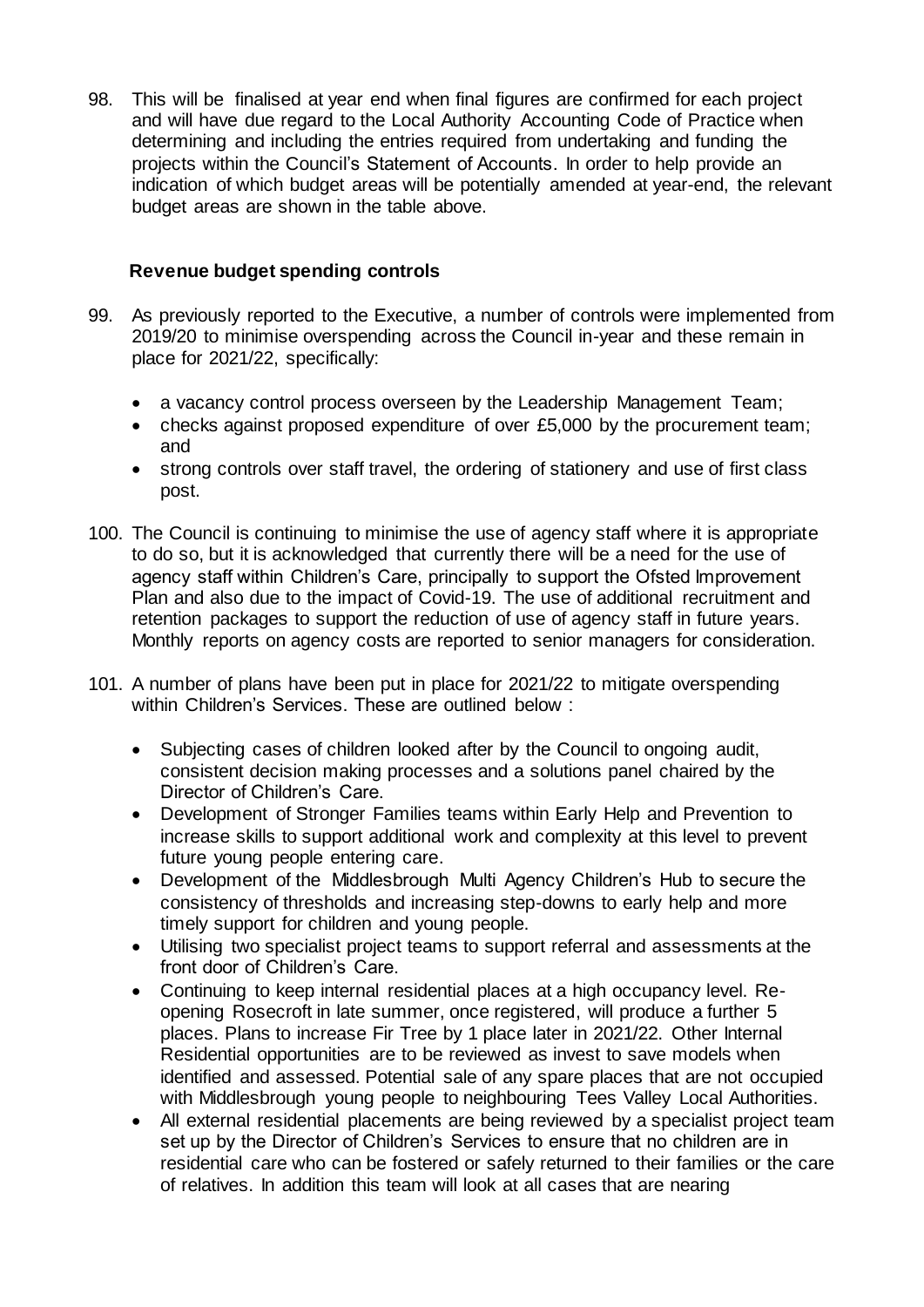98. This will be finalised at year end when final figures are confirmed for each project and will have due regard to the Local Authority Accounting Code of Practice when determining and including the entries required from undertaking and funding the projects within the Council's Statement of Accounts. In order to help provide an indication of which budget areas will be potentially amended at year-end, the relevant budget areas are shown in the table above.

### Revenue budget spending controls

99. As previously reported to the Executive, a number of controls were implemented from 2019/20 to minimise overspending across the Council in-year and these remain in place for 2021/22, specifically:

    - a vacancy control process overseen by the Leadership Management Team;
    - checks against proposed expenditure of over £5,000 by the procurement team; and
    - strong controls over staff travel, the ordering of stationery and use of first class post.

100. The Council is continuing to minimise the use of agency staff where it is appropriate to do so, but it is acknowledged that currently there will be a need for the use of agency staff within Children's Care, principally to support the Ofsted Improvement Plan and also due to the impact of Covid-19. The use of additional recruitment and retention packages to support the reduction of use of agency staff in future years. Monthly reports on agency costs are reported to senior managers for consideration.

101. A number of plans have been put in place for 2021/22 to mitigate overspending within Children's Services. These are outlined below :

    - Subjecting cases of children looked after by the Council to ongoing audit, consistent decision making processes and a solutions panel chaired by the Director of Children's Care.
    - Development of Stronger Families teams within Early Help and Prevention to increase skills to support additional work and complexity at this level to prevent future young people entering care.
    - Development of the Middlesbrough Multi Agency Children's Hub to secure the consistency of thresholds and increasing step-downs to early help and more timely support for children and young people.
    - Utilising two specialist project teams to support referral and assessments at the front door of Children's Care.
    - Continuing to keep internal residential places at a high occupancy level. Re-opening Rosecroft in late summer, once registered, will produce a further 5 places. Plans to increase Fir Tree by 1 place later in 2021/22. Other Internal Residential opportunities are to be reviewed as invest to save models when identified and assessed. Potential sale of any spare places that are not occupied with Middlesbrough young people to neighbouring Tees Valley Local Authorities.
    - All external residential placements are being reviewed by a specialist project team set up by the Director of Children's Services to ensure that no children are in residential care who can be fostered or safely returned to their families or the care of relatives. In addition this team will look at all cases that are nearing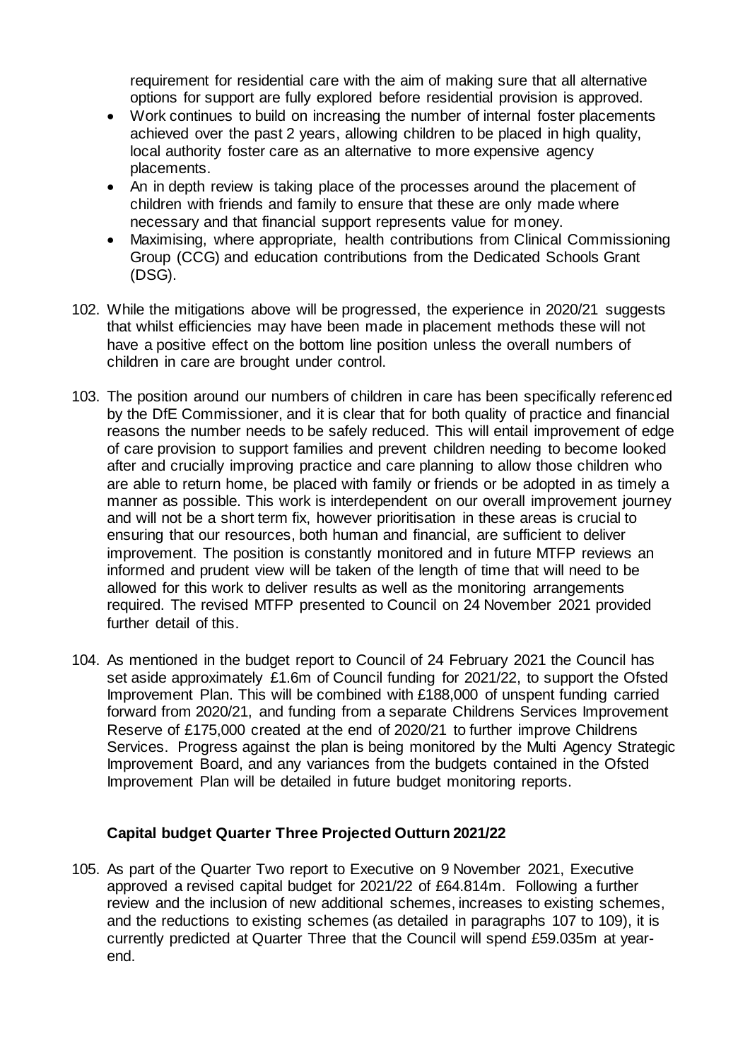requirement for residential care with the aim of making sure that all alternative options for support are fully explored before residential provision is approved.

- Work continues to build on increasing the number of internal foster placements achieved over the past 2 years, allowing children to be placed in high quality, local authority foster care as an alternative to more expensive agency placements.
- An in depth review is taking place of the processes around the placement of children with friends and family to ensure that these are only made where necessary and that financial support represents value for money.
- Maximising, where appropriate, health contributions from Clinical Commissioning Group (CCG) and education contributions from the Dedicated Schools Grant (DSG).

102. While the mitigations above will be progressed, the experience in 2020/21 suggests that whilst efficiencies may have been made in placement methods these will not have a positive effect on the bottom line position unless the overall numbers of children in care are brought under control.

103. The position around our numbers of children in care has been specifically referenced by the DfE Commissioner, and it is clear that for both quality of practice and financial reasons the number needs to be safely reduced. This will entail improvement of edge of care provision to support families and prevent children needing to become looked after and crucially improving practice and care planning to allow those children who are able to return home, be placed with family or friends or be adopted in as timely a manner as possible. This work is interdependent on our overall improvement journey and will not be a short term fix, however prioritisation in these areas is crucial to ensuring that our resources, both human and financial, are sufficient to deliver improvement. The position is constantly monitored and in future MTFP reviews an informed and prudent view will be taken of the length of time that will need to be allowed for this work to deliver results as well as the monitoring arrangements required. The revised MTFP presented to Council on 24 November 2021 provided further detail of this.

104. As mentioned in the budget report to Council of 24 February 2021 the Council has set aside approximately £1.6m of Council funding for 2021/22, to support the Ofsted Improvement Plan. This will be combined with £188,000 of unspent funding carried forward from 2020/21, and funding from a separate Childrens Services Improvement Reserve of £175,000 created at the end of 2020/21 to further improve Childrens Services. Progress against the plan is being monitored by the Multi Agency Strategic Improvement Board, and any variances from the budgets contained in the Ofsted Improvement Plan will be detailed in future budget monitoring reports.

### Capital budget Quarter Three Projected Outturn 2021/22

105. As part of the Quarter Two report to Executive on 9 November 2021, Executive approved a revised capital budget for 2021/22 of £64.814m. Following a further review and the inclusion of new additional schemes, increases to existing schemes, and the reductions to existing schemes (as detailed in paragraphs 107 to 109), it is currently predicted at Quarter Three that the Council will spend £59.035m at year-end.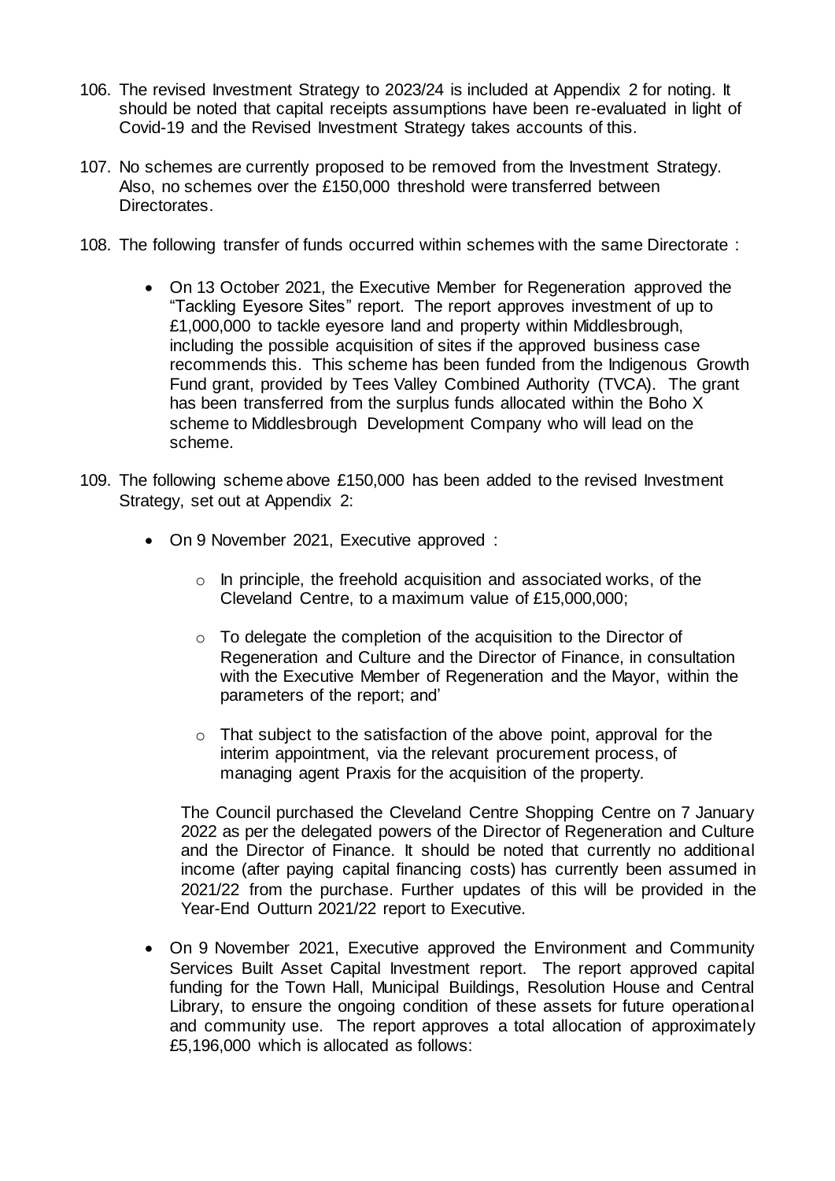106. The revised Investment Strategy to 2023/24 is included at Appendix 2 for noting. It should be noted that capital receipts assumptions have been re-evaluated in light of Covid-19 and the Revised Investment Strategy takes accounts of this.

107. No schemes are currently proposed to be removed from the Investment Strategy. Also, no schemes over the £150,000 threshold were transferred between Directorates.

108. The following transfer of funds occurred within schemes with the same Directorate :

    - On 13 October 2021, the Executive Member for Regeneration approved the "Tackling Eyesore Sites" report. The report approves investment of up to £1,000,000 to tackle eyesore land and property within Middlesbrough, including the possible acquisition of sites if the approved business case recommends this. This scheme has been funded from the Indigenous Growth Fund grant, provided by Tees Valley Combined Authority (TVCA). The grant has been transferred from the surplus funds allocated within the Boho X scheme to Middlesbrough Development Company who will lead on the scheme.

109. The following scheme above £150,000 has been added to the revised Investment Strategy, set out at Appendix 2:

    - On 9 November 2021, Executive approved :

        - In principle, the freehold acquisition and associated works, of the Cleveland Centre, to a maximum value of £15,000,000;
        - To delegate the completion of the acquisition to the Director of Regeneration and Culture and the Director of Finance, in consultation with the Executive Member of Regeneration and the Mayor, within the parameters of the report; and'
        - That subject to the satisfaction of the above point, approval for the interim appointment, via the relevant procurement process, of managing agent Praxis for the acquisition of the property.

      The Council purchased the Cleveland Centre Shopping Centre on 7 January 2022 as per the delegated powers of the Director of Regeneration and Culture and the Director of Finance. It should be noted that currently no additional income (after paying capital financing costs) has currently been assumed in 2021/22 from the purchase. Further updates of this will be provided in the Year-End Outturn 2021/22 report to Executive.

    - On 9 November 2021, Executive approved the Environment and Community Services Built Asset Capital Investment report. The report approved capital funding for the Town Hall, Municipal Buildings, Resolution House and Central Library, to ensure the ongoing condition of these assets for future operational and community use. The report approves a total allocation of approximately £5,196,000 which is allocated as follows: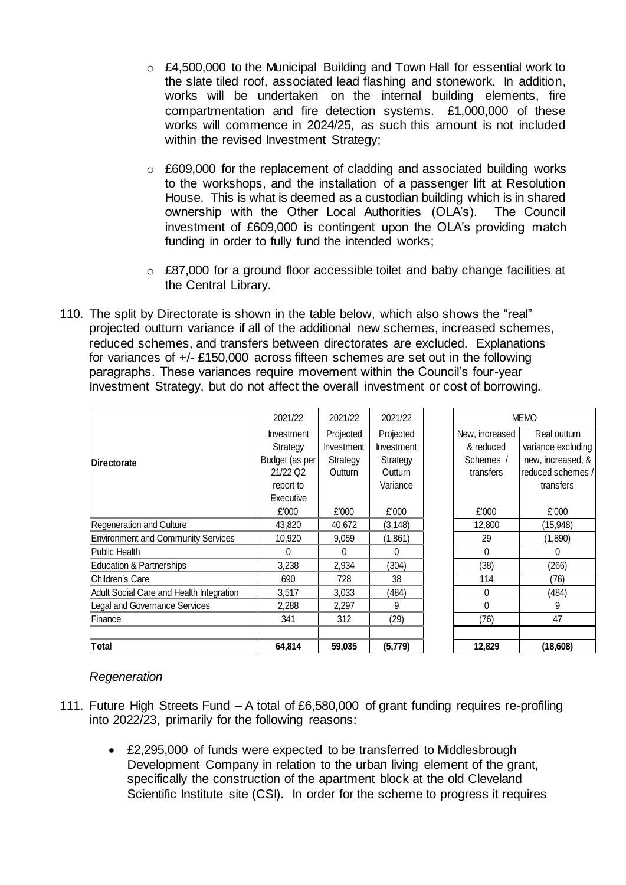- £4,500,000 to the Municipal Building and Town Hall for essential work to the slate tiled roof, associated lead flashing and stonework. In addition, works will be undertaken on the internal building elements, fire compartmentation and fire detection systems. £1,000,000 of these works will commence in 2024/25, as such this amount is not included within the revised Investment Strategy;

- £609,000 for the replacement of cladding and associated building works to the workshops, and the installation of a passenger lift at Resolution House. This is what is deemed as a custodian building which is in shared ownership with the Other Local Authorities (OLA's). The Council investment of £609,000 is contingent upon the OLA's providing match funding in order to fully fund the intended works;

- £87,000 for a ground floor accessible toilet and baby change facilities at the Central Library.

110. The split by Directorate is shown in the table below, which also shows the "real" projected outturn variance if all of the additional new schemes, increased schemes, reduced schemes, and transfers between directorates are excluded. Explanations for variances of +/- £150,000 across fifteen schemes are set out in the following paragraphs. These variances require movement within the Council's four-year Investment Strategy, but do not affect the overall investment or cost of borrowing.

| Directorate | 2021/22 Investment Strategy Budget (as per 21/22 Q2 report to Executive £'000 | 2021/22 Projected Investment Strategy Outturn £'000 | 2021/22 Projected Investment Strategy Outturn Variance £'000 | MEMO New, increased & reduced Schemes / transfers £'000 | MEMO Real outturn variance excluding new, increased, & reduced schemes / transfers £'000 |
|---|---|---|---|---|---|
| Regeneration and Culture | 43,820 | 40,672 | (3,148) | 12,800 | (15,948) |
| Environment and Community Services | 10,920 | 9,059 | (1,861) | 29 | (1,890) |
| Public Health | 0 | 0 | 0 | 0 | 0 |
| Education & Partnerships | 3,238 | 2,934 | (304) | (38) | (266) |
| Children's Care | 690 | 728 | 38 | 114 | (76) |
| Adult Social Care and Health Integration | 3,517 | 3,033 | (484) | 0 | (484) |
| Legal and Governance Services | 2,288 | 2,297 | 9 | 0 | 9 |
| Finance | 341 | 312 | (29) | (76) | 47 |
| | | | | | |
| **Total** | **64,814** | **59,035** | **(5,779)** | **12,829** | **(18,608)** |

*Regeneration*

111. Future High Streets Fund – A total of £6,580,000 of grant funding requires re-profiling into 2022/23, primarily for the following reasons:

- £2,295,000 of funds were expected to be transferred to Middlesbrough Development Company in relation to the urban living element of the grant, specifically the construction of the apartment block at the old Cleveland Scientific Institute site (CSI). In order for the scheme to progress it requires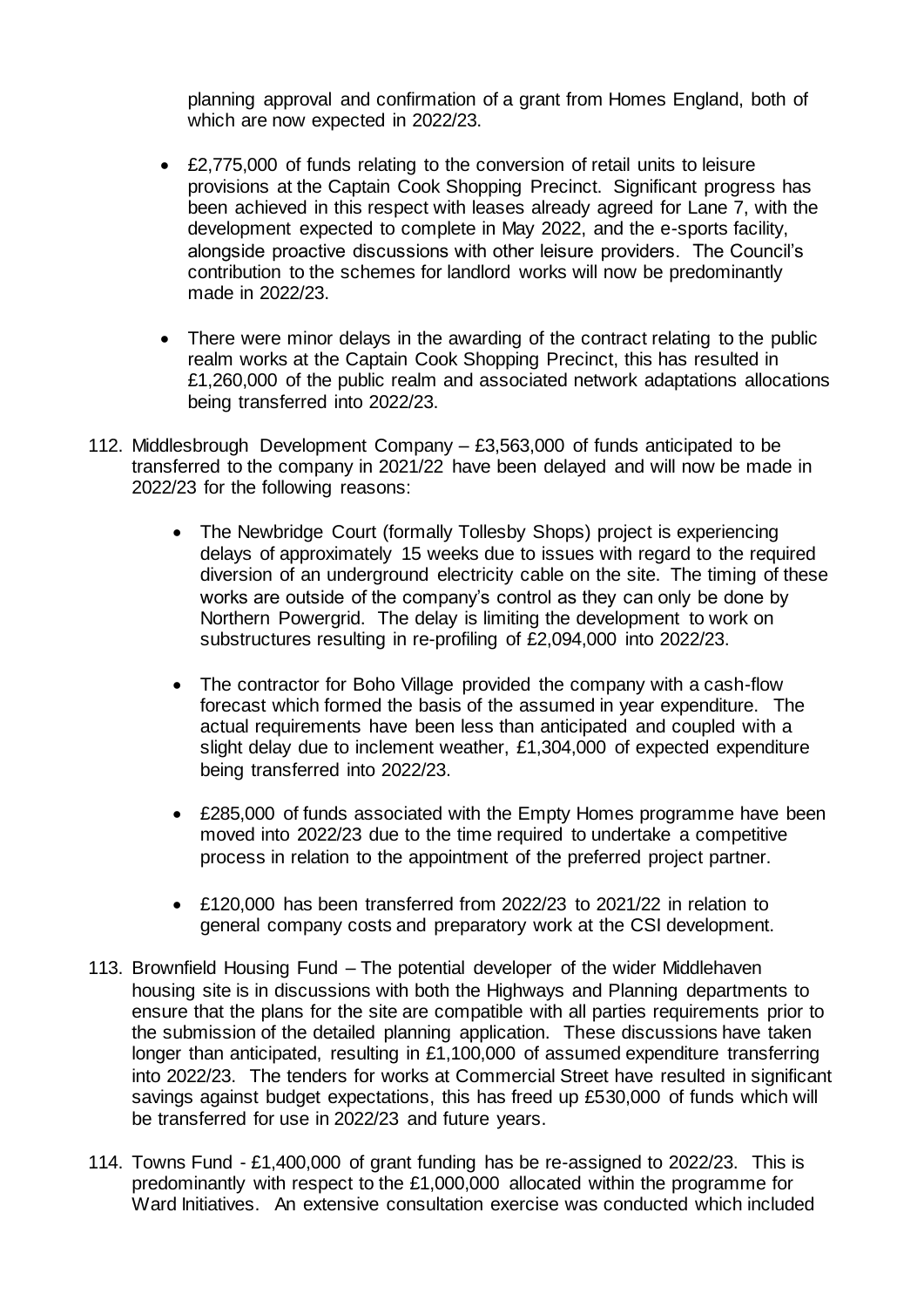planning approval and confirmation of a grant from Homes England, both of which are now expected in 2022/23.

- £2,775,000 of funds relating to the conversion of retail units to leisure provisions at the Captain Cook Shopping Precinct. Significant progress has been achieved in this respect with leases already agreed for Lane 7, with the development expected to complete in May 2022, and the e-sports facility, alongside proactive discussions with other leisure providers. The Council's contribution to the schemes for landlord works will now be predominantly made in 2022/23.

- There were minor delays in the awarding of the contract relating to the public realm works at the Captain Cook Shopping Precinct, this has resulted in £1,260,000 of the public realm and associated network adaptations allocations being transferred into 2022/23.

112. Middlesbrough Development Company – £3,563,000 of funds anticipated to be transferred to the company in 2021/22 have been delayed and will now be made in 2022/23 for the following reasons:

    - The Newbridge Court (formally Tollesby Shops) project is experiencing delays of approximately 15 weeks due to issues with regard to the required diversion of an underground electricity cable on the site. The timing of these works are outside of the company's control as they can only be done by Northern Powergrid. The delay is limiting the development to work on substructures resulting in re-profiling of £2,094,000 into 2022/23.

    - The contractor for Boho Village provided the company with a cash-flow forecast which formed the basis of the assumed in year expenditure. The actual requirements have been less than anticipated and coupled with a slight delay due to inclement weather, £1,304,000 of expected expenditure being transferred into 2022/23.

    - £285,000 of funds associated with the Empty Homes programme have been moved into 2022/23 due to the time required to undertake a competitive process in relation to the appointment of the preferred project partner.

    - £120,000 has been transferred from 2022/23 to 2021/22 in relation to general company costs and preparatory work at the CSI development.

113. Brownfield Housing Fund – The potential developer of the wider Middlehaven housing site is in discussions with both the Highways and Planning departments to ensure that the plans for the site are compatible with all parties requirements prior to the submission of the detailed planning application. These discussions have taken longer than anticipated, resulting in £1,100,000 of assumed expenditure transferring into 2022/23. The tenders for works at Commercial Street have resulted in significant savings against budget expectations, this has freed up £530,000 of funds which will be transferred for use in 2022/23 and future years.

114. Towns Fund - £1,400,000 of grant funding has be re-assigned to 2022/23. This is predominantly with respect to the £1,000,000 allocated within the programme for Ward Initiatives. An extensive consultation exercise was conducted which included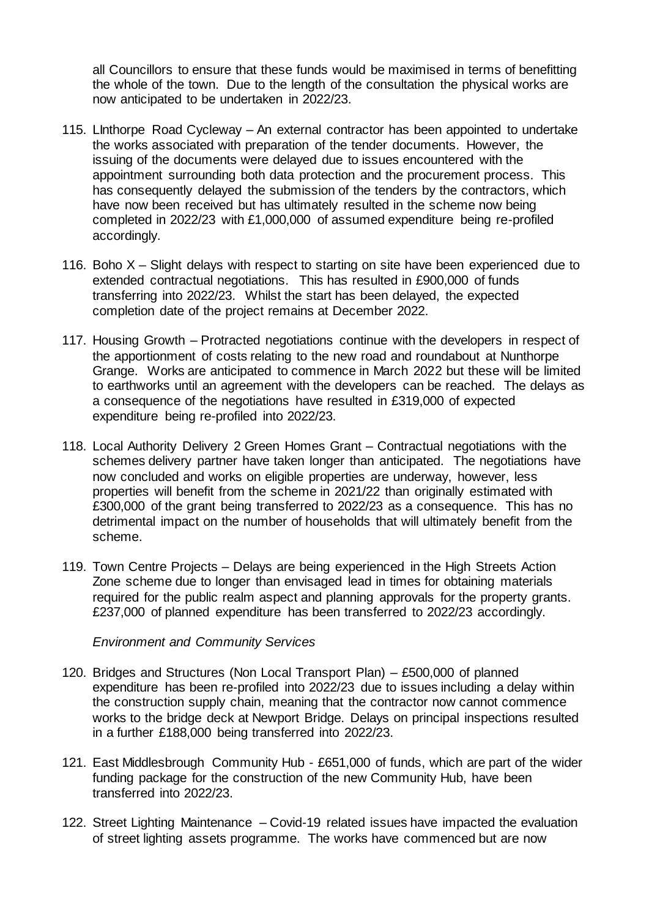all Councillors to ensure that these funds would be maximised in terms of benefitting the whole of the town. Due to the length of the consultation the physical works are now anticipated to be undertaken in 2022/23.

115. LInthorpe Road Cycleway – An external contractor has been appointed to undertake the works associated with preparation of the tender documents. However, the issuing of the documents were delayed due to issues encountered with the appointment surrounding both data protection and the procurement process. This has consequently delayed the submission of the tenders by the contractors, which have now been received but has ultimately resulted in the scheme now being completed in 2022/23 with £1,000,000 of assumed expenditure being re-profiled accordingly.

116. Boho X – Slight delays with respect to starting on site have been experienced due to extended contractual negotiations. This has resulted in £900,000 of funds transferring into 2022/23. Whilst the start has been delayed, the expected completion date of the project remains at December 2022.

117. Housing Growth – Protracted negotiations continue with the developers in respect of the apportionment of costs relating to the new road and roundabout at Nunthorpe Grange. Works are anticipated to commence in March 2022 but these will be limited to earthworks until an agreement with the developers can be reached. The delays as a consequence of the negotiations have resulted in £319,000 of expected expenditure being re-profiled into 2022/23.

118. Local Authority Delivery 2 Green Homes Grant – Contractual negotiations with the schemes delivery partner have taken longer than anticipated. The negotiations have now concluded and works on eligible properties are underway, however, less properties will benefit from the scheme in 2021/22 than originally estimated with £300,000 of the grant being transferred to 2022/23 as a consequence. This has no detrimental impact on the number of households that will ultimately benefit from the scheme.

119. Town Centre Projects – Delays are being experienced in the High Streets Action Zone scheme due to longer than envisaged lead in times for obtaining materials required for the public realm aspect and planning approvals for the property grants. £237,000 of planned expenditure has been transferred to 2022/23 accordingly.

*Environment and Community Services*

120. Bridges and Structures (Non Local Transport Plan) – £500,000 of planned expenditure has been re-profiled into 2022/23 due to issues including a delay within the construction supply chain, meaning that the contractor now cannot commence works to the bridge deck at Newport Bridge. Delays on principal inspections resulted in a further £188,000 being transferred into 2022/23.

121. East Middlesbrough Community Hub - £651,000 of funds, which are part of the wider funding package for the construction of the new Community Hub, have been transferred into 2022/23.

122. Street Lighting Maintenance – Covid-19 related issues have impacted the evaluation of street lighting assets programme. The works have commenced but are now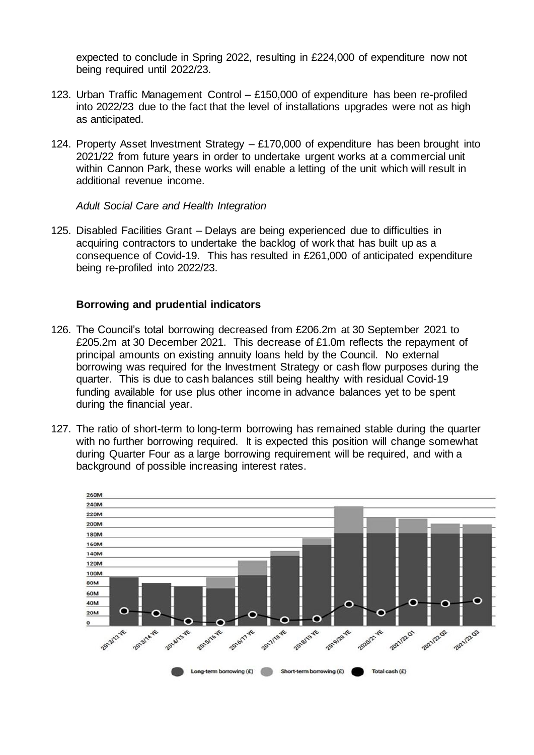expected to conclude in Spring 2022, resulting in £224,000 of expenditure now not being required until 2022/23.

123. Urban Traffic Management Control – £150,000 of expenditure has been re-profiled into 2022/23 due to the fact that the level of installations upgrades were not as high as anticipated.

124. Property Asset Investment Strategy – £170,000 of expenditure has been brought into 2021/22 from future years in order to undertake urgent works at a commercial unit within Cannon Park, these works will enable a letting of the unit which will result in additional revenue income.

*Adult Social Care and Health Integration*

125. Disabled Facilities Grant – Delays are being experienced due to difficulties in acquiring contractors to undertake the backlog of work that has built up as a consequence of Covid-19. This has resulted in £261,000 of anticipated expenditure being re-profiled into 2022/23.

**Borrowing and prudential indicators**

126. The Council's total borrowing decreased from £206.2m at 30 September 2021 to £205.2m at 30 December 2021. This decrease of £1.0m reflects the repayment of principal amounts on existing annuity loans held by the Council. No external borrowing was required for the Investment Strategy or cash flow purposes during the quarter. This is due to cash balances still being healthy with residual Covid-19 funding available for use plus other income in advance balances yet to be spent during the financial year.

127. The ratio of short-term to long-term borrowing has remained stable during the quarter with no further borrowing required. It is expected this position will change somewhat during Quarter Four as a large borrowing requirement will be required, and with a background of possible increasing interest rates.

Long-term borrowing (£) Short-term borrowing (£) Total cash (£)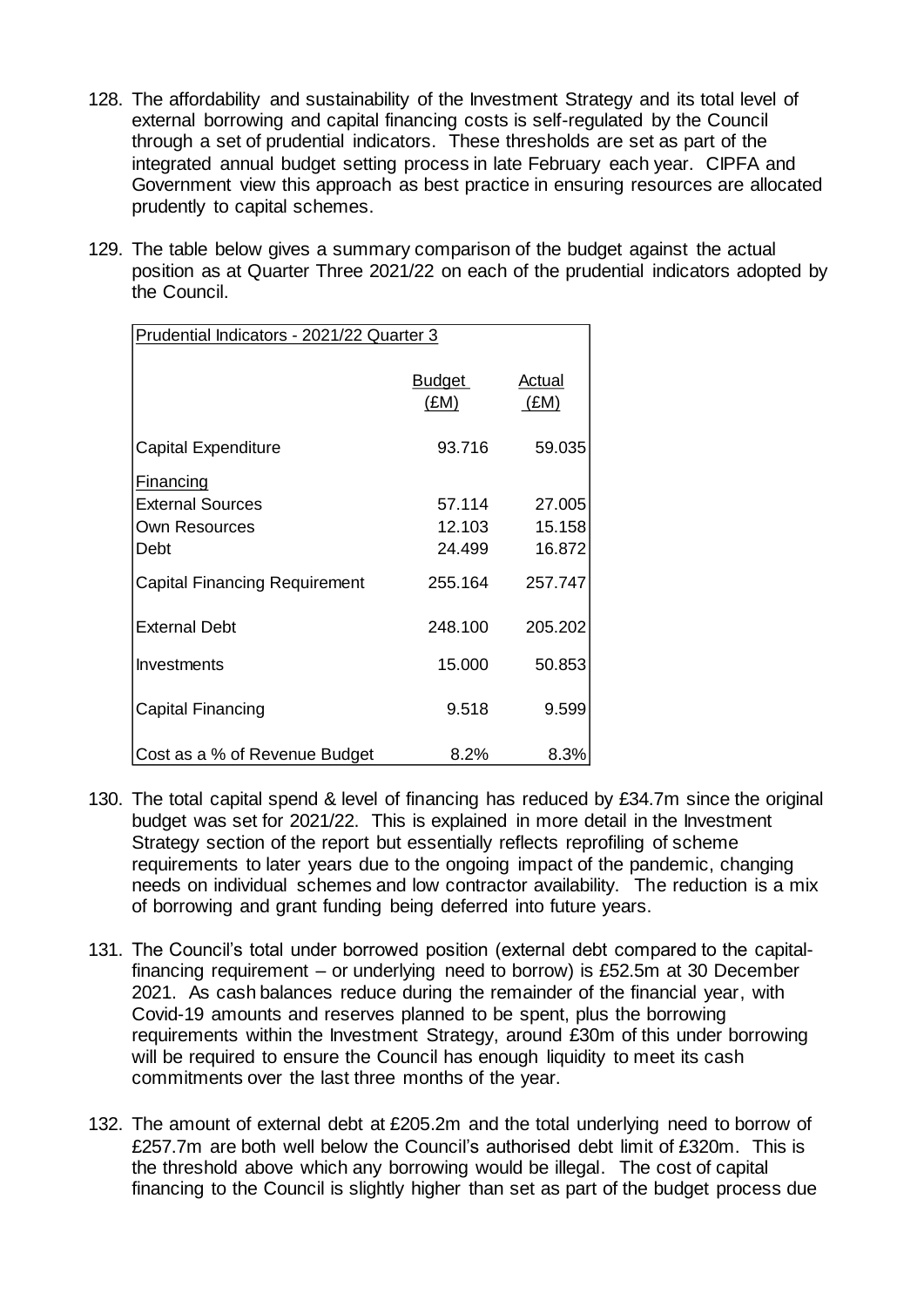128. The affordability and sustainability of the Investment Strategy and its total level of external borrowing and capital financing costs is self-regulated by the Council through a set of prudential indicators. These thresholds are set as part of the integrated annual budget setting process in late February each year. CIPFA and Government view this approach as best practice in ensuring resources are allocated prudently to capital schemes.

129. The table below gives a summary comparison of the budget against the actual position as at Quarter Three 2021/22 on each of the prudential indicators adopted by the Council.

| Prudential Indicators - 2021/22 Quarter 3 | | |
|---|---|---|
| | Budget (£M) | Actual (£M) |
| Capital Expenditure | 93.716 | 59.035 |
| Financing | | |
| External Sources | 57.114 | 27.005 |
| Own Resources | 12.103 | 15.158 |
| Debt | 24.499 | 16.872 |
| Capital Financing Requirement | 255.164 | 257.747 |
| External Debt | 248.100 | 205.202 |
| Investments | 15.000 | 50.853 |
| Capital Financing | 9.518 | 9.599 |
| Cost as a % of Revenue Budget | 8.2% | 8.3% |

130. The total capital spend & level of financing has reduced by £34.7m since the original budget was set for 2021/22. This is explained in more detail in the Investment Strategy section of the report but essentially reflects reprofiling of scheme requirements to later years due to the ongoing impact of the pandemic, changing needs on individual schemes and low contractor availability. The reduction is a mix of borrowing and grant funding being deferred into future years.

131. The Council's total under borrowed position (external debt compared to the capital-financing requirement – or underlying need to borrow) is £52.5m at 30 December 2021. As cash balances reduce during the remainder of the financial year, with Covid-19 amounts and reserves planned to be spent, plus the borrowing requirements within the Investment Strategy, around £30m of this under borrowing will be required to ensure the Council has enough liquidity to meet its cash commitments over the last three months of the year.

132. The amount of external debt at £205.2m and the total underlying need to borrow of £257.7m are both well below the Council's authorised debt limit of £320m. This is the threshold above which any borrowing would be illegal. The cost of capital financing to the Council is slightly higher than set as part of the budget process due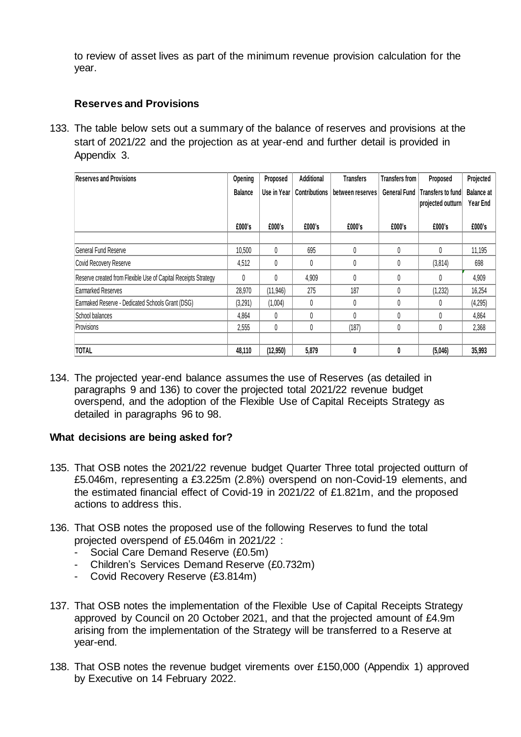to review of asset lives as part of the minimum revenue provision calculation for the year.

### Reserves and Provisions

133. The table below sets out a summary of the balance of reserves and provisions at the start of 2021/22 and the projection as at year-end and further detail is provided in Appendix 3.

| Reserves and Provisions | Opening Balance | Proposed Use in Year | Additional Contributions | Transfers between reserves | Transfers from General Fund | Proposed Transfers to fund projected outturn | Projected Balance at Year End |
|---|---|---|---|---|---|---|---|
| | £000's | £000's | £000's | £000's | £000's | £000's | £000's |
| General Fund Reserve | 10,500 | 0 | 695 | 0 | 0 | 0 | 11,195 |
| Covid Recovery Reserve | 4,512 | 0 | 0 | 0 | 0 | (3,814) | 698 |
| Reserve created from Flexible Use of Capital Receipts Strategy | 0 | 0 | 4,909 | 0 | 0 | 0 | 4,909 |
| Earmarked Reserves | 28,970 | (11,946) | 275 | 187 | 0 | (1,232) | 16,254 |
| Earmaked Reserve - Dedicated Schools Grant (DSG) | (3,291) | (1,004) | 0 | 0 | 0 | 0 | (4,295) |
| School balances | 4,864 | 0 | 0 | 0 | 0 | 0 | 4,864 |
| Provisions | 2,555 | 0 | 0 | (187) | 0 | 0 | 2,368 |
| **TOTAL** | **48,110** | **(12,950)** | **5,879** | **0** | **0** | **(5,046)** | **35,993** |

134. The projected year-end balance assumes the use of Reserves (as detailed in paragraphs 9 and 136) to cover the projected total 2021/22 revenue budget overspend, and the adoption of the Flexible Use of Capital Receipts Strategy as detailed in paragraphs 96 to 98.

### What decisions are being asked for?

135. That OSB notes the 2021/22 revenue budget Quarter Three total projected outturn of £5.046m, representing a £3.225m (2.8%) overspend on non-Covid-19 elements, and the estimated financial effect of Covid-19 in 2021/22 of £1.821m, and the proposed actions to address this.

136. That OSB notes the proposed use of the following Reserves to fund the total projected overspend of £5.046m in 2021/22 :
    - Social Care Demand Reserve (£0.5m)
    - Children's Services Demand Reserve (£0.732m)
    - Covid Recovery Reserve (£3.814m)

137. That OSB notes the implementation of the Flexible Use of Capital Receipts Strategy approved by Council on 20 October 2021, and that the projected amount of £4.9m arising from the implementation of the Strategy will be transferred to a Reserve at year-end.

138. That OSB notes the revenue budget virements over £150,000 (Appendix 1) approved by Executive on 14 February 2022.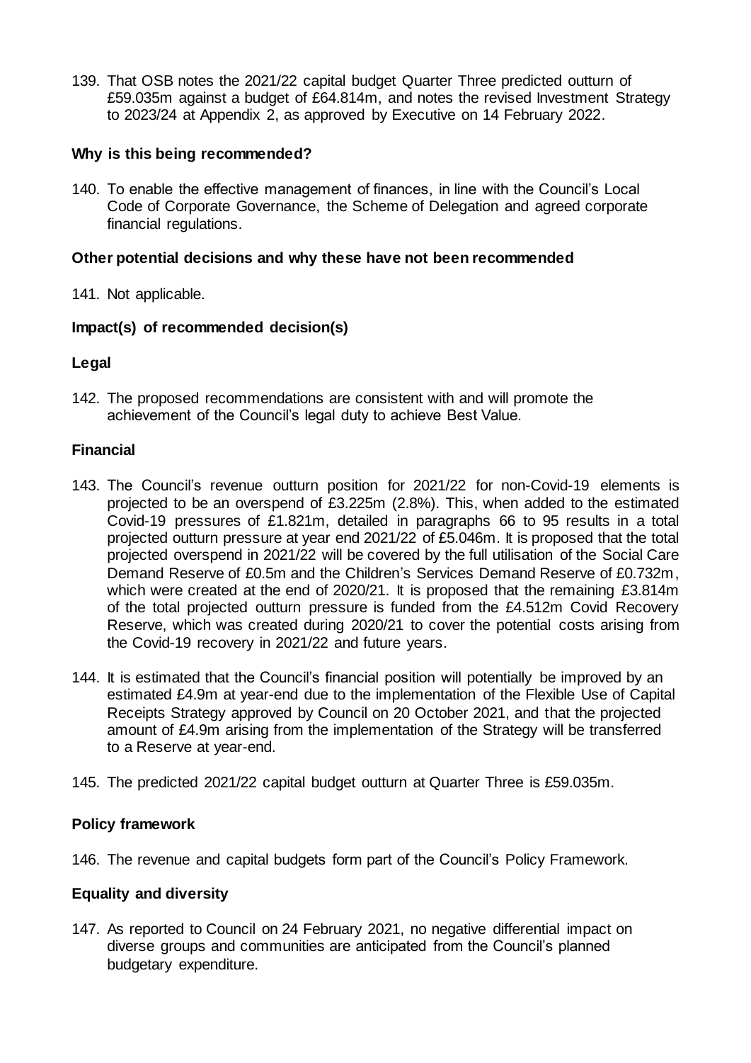139. That OSB notes the 2021/22 capital budget Quarter Three predicted outturn of £59.035m against a budget of £64.814m, and notes the revised Investment Strategy to 2023/24 at Appendix 2, as approved by Executive on 14 February 2022.

**Why is this being recommended?**

140. To enable the effective management of finances, in line with the Council's Local Code of Corporate Governance, the Scheme of Delegation and agreed corporate financial regulations.

**Other potential decisions and why these have not been recommended**

141. Not applicable.

**Impact(s) of recommended decision(s)**

**Legal**

142. The proposed recommendations are consistent with and will promote the achievement of the Council's legal duty to achieve Best Value.

**Financial**

143. The Council's revenue outturn position for 2021/22 for non-Covid-19 elements is projected to be an overspend of £3.225m (2.8%). This, when added to the estimated Covid-19 pressures of £1.821m, detailed in paragraphs 66 to 95 results in a total projected outturn pressure at year end 2021/22 of £5.046m. It is proposed that the total projected overspend in 2021/22 will be covered by the full utilisation of the Social Care Demand Reserve of £0.5m and the Children's Services Demand Reserve of £0.732m, which were created at the end of 2020/21. It is proposed that the remaining £3.814m of the total projected outturn pressure is funded from the £4.512m Covid Recovery Reserve, which was created during 2020/21 to cover the potential costs arising from the Covid-19 recovery in 2021/22 and future years.

144. It is estimated that the Council's financial position will potentially be improved by an estimated £4.9m at year-end due to the implementation of the Flexible Use of Capital Receipts Strategy approved by Council on 20 October 2021, and that the projected amount of £4.9m arising from the implementation of the Strategy will be transferred to a Reserve at year-end.

145. The predicted 2021/22 capital budget outturn at Quarter Three is £59.035m.

**Policy framework**

146. The revenue and capital budgets form part of the Council's Policy Framework.

**Equality and diversity**

147. As reported to Council on 24 February 2021, no negative differential impact on diverse groups and communities are anticipated from the Council's planned budgetary expenditure.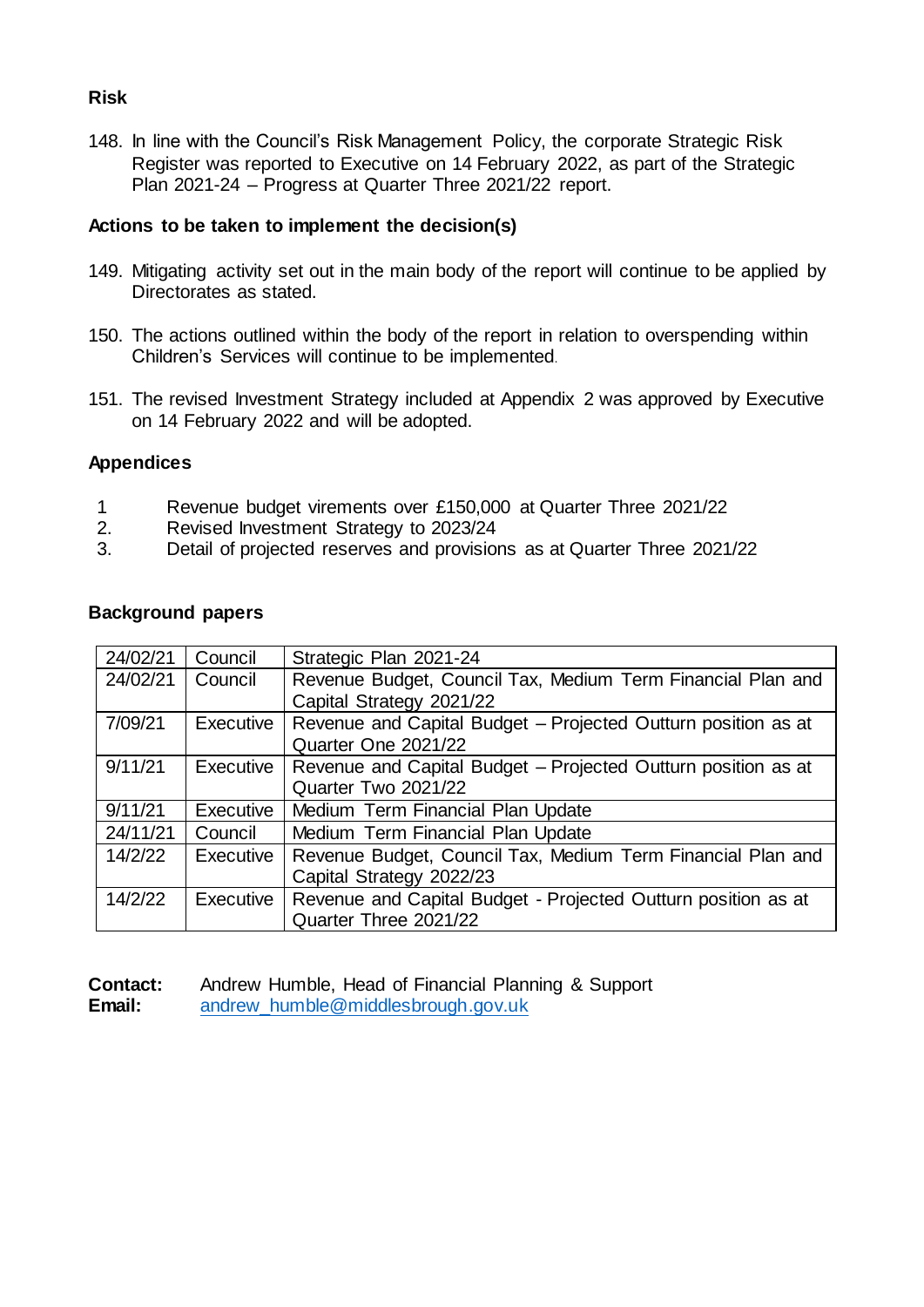**Risk**

148. In line with the Council's Risk Management Policy, the corporate Strategic Risk Register was reported to Executive on 14 February 2022, as part of the Strategic Plan 2021-24 – Progress at Quarter Three 2021/22 report.

**Actions to be taken to implement the decision(s)**

149. Mitigating activity set out in the main body of the report will continue to be applied by Directorates as stated.

150. The actions outlined within the body of the report in relation to overspending within Children's Services will continue to be implemented.

151. The revised Investment Strategy included at Appendix 2 was approved by Executive on 14 February 2022 and will be adopted.

**Appendices**

1 Revenue budget virements over £150,000 at Quarter Three 2021/22
2. Revised Investment Strategy to 2023/24
3. Detail of projected reserves and provisions as at Quarter Three 2021/22

**Background papers**

| | | |
|---|---|---|
| 24/02/21 | Council | Strategic Plan 2021-24 |
| 24/02/21 | Council | Revenue Budget, Council Tax, Medium Term Financial Plan and Capital Strategy 2021/22 |
| 7/09/21 | Executive | Revenue and Capital Budget – Projected Outturn position as at Quarter One 2021/22 |
| 9/11/21 | Executive | Revenue and Capital Budget – Projected Outturn position as at Quarter Two 2021/22 |
| 9/11/21 | Executive | Medium Term Financial Plan Update |
| 24/11/21 | Council | Medium Term Financial Plan Update |
| 14/2/22 | Executive | Revenue Budget, Council Tax, Medium Term Financial Plan and Capital Strategy 2022/23 |
| 14/2/22 | Executive | Revenue and Capital Budget - Projected Outturn position as at Quarter Three 2021/22 |

**Contact:** Andrew Humble, Head of Financial Planning & Support
**Email:** andrew_humble@middlesbrough.gov.uk